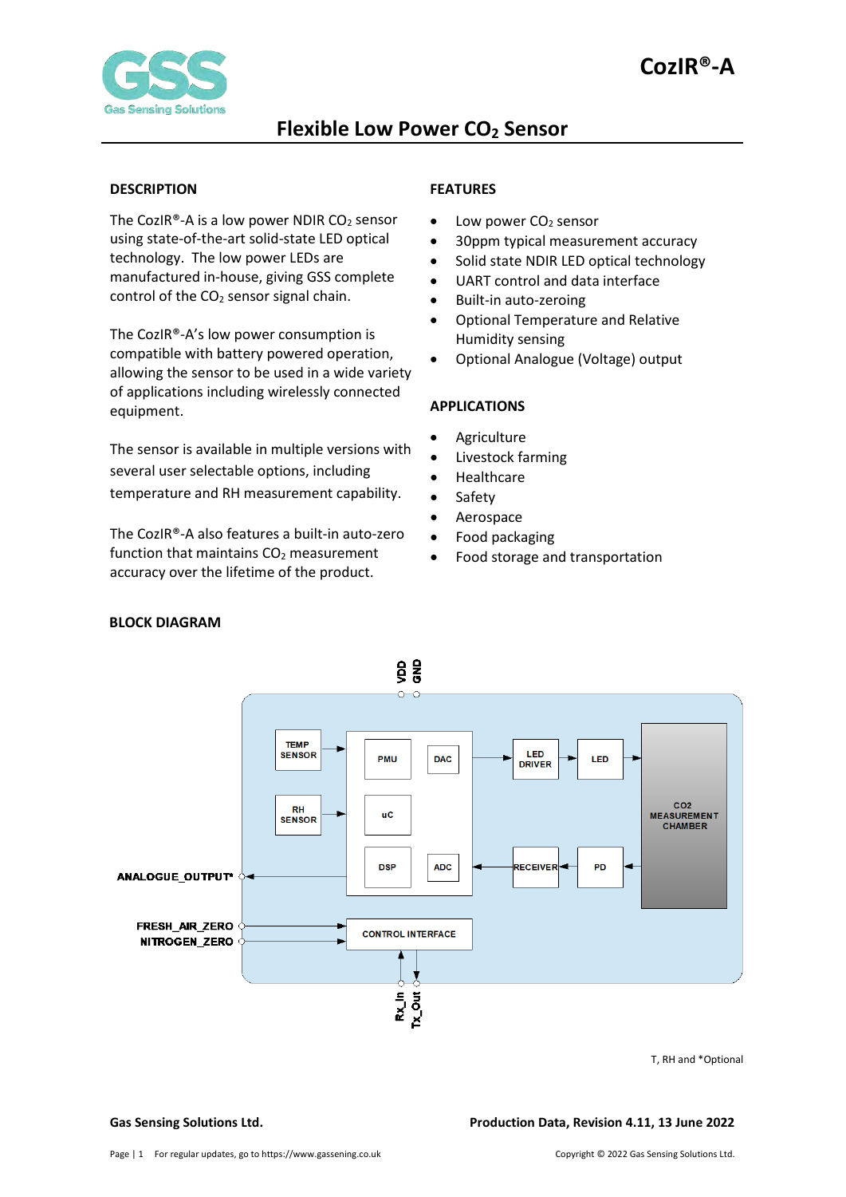# CozIR®-A

## Flexible Low Power $CO_2$ Sensor

### DESCRIPTION

The CozIR®-A is a low power NDIR $CO_2$ sensor using state-of-the-art solid-state LED optical technology. The low power LEDs are manufactured in-house, giving GSS complete control of the $CO_2$ sensor signal chain.

The CozIR®-A's low power consumption is compatible with battery powered operation, allowing the sensor to be used in a wide variety of applications including wirelessly connected equipment.

The sensor is available in multiple versions with several user selectable options, including temperature and RH measurement capability.

The CozIR®-A also features a built-in auto-zero function that maintains $CO_2$ measurement accuracy over the lifetime of the product.

### FEATURES

- Low power $CO_2$ sensor
- 30ppm typical measurement accuracy
- Solid state NDIR LED optical technology
- UART control and data interface
- Built-in auto-zeroing
- Optional Temperature and Relative Humidity sensing
- Optional Analogue (Voltage) output

### APPLICATIONS

- Agriculture
- Livestock farming
- Healthcare
- Safety
- Aerospace
- Food packaging
- Food storage and transportation

### BLOCK DIAGRAM

T, RH and *Optional

**Gas Sensing Solutions Ltd.**

**Production Data, Revision 4.11, 13 June 2022**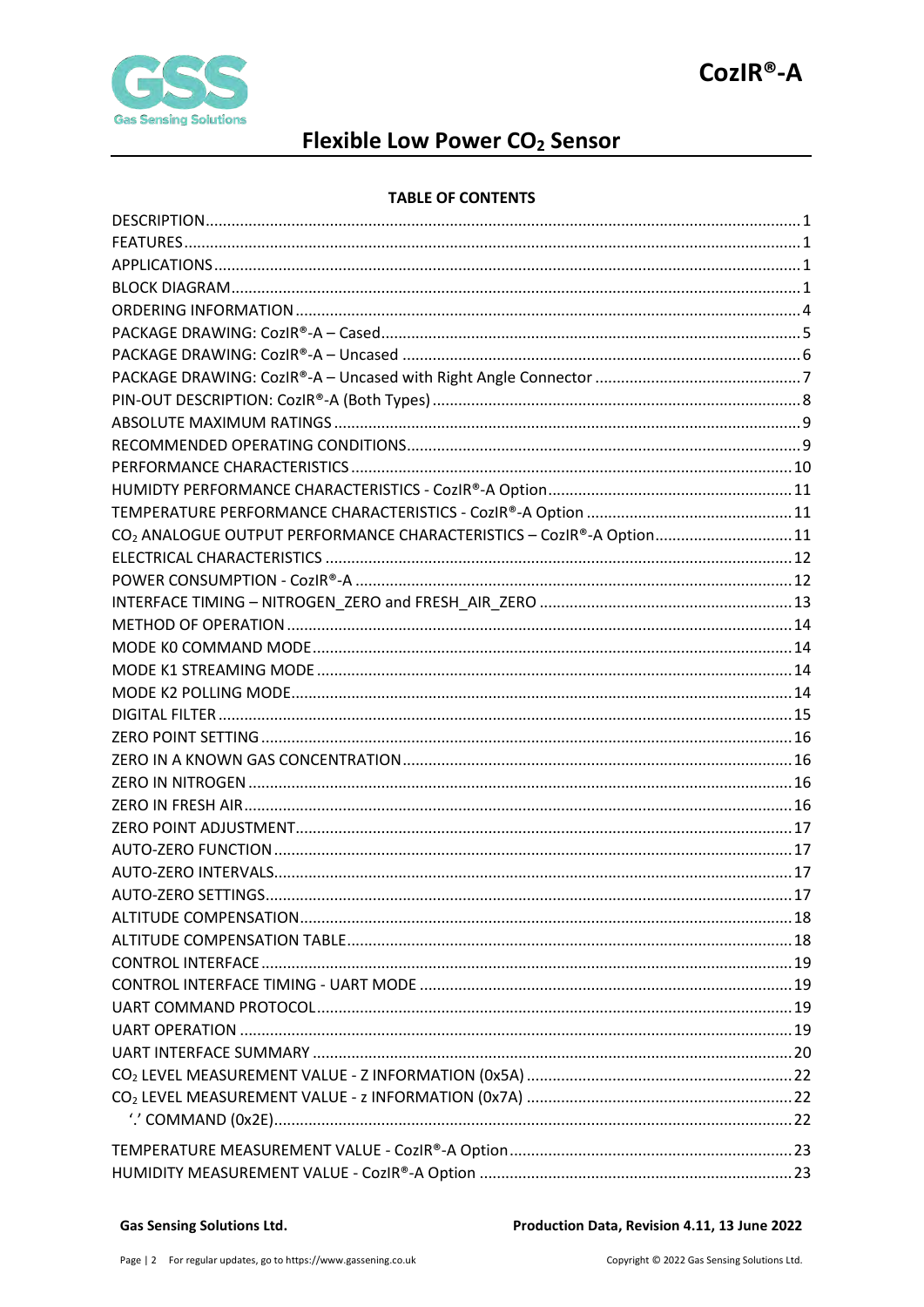# Flexible Low Power $CO_2$ Sensor

**TABLE OF CONTENTS**

| | |
|---|---|
| DESCRIPTION | 1 |
| FEATURES | 1 |
| APPLICATIONS | 1 |
| BLOCK DIAGRAM | 1 |
| ORDERING INFORMATION | 4 |
| PACKAGE DRAWING: CozIR®-A – Cased | 5 |
| PACKAGE DRAWING: CozIR®-A – Uncased | 6 |
| PACKAGE DRAWING: CozIR®-A – Uncased with Right Angle Connector | 7 |
| PIN-OUT DESCRIPTION: CozIR®-A (Both Types) | 8 |
| ABSOLUTE MAXIMUM RATINGS | 9 |
| RECOMMENDED OPERATING CONDITIONS | 9 |
| PERFORMANCE CHARACTERISTICS | 10 |
| HUMIDTY PERFORMANCE CHARACTERISTICS - CozIR®-A Option | 11 |
| TEMPERATURE PERFORMANCE CHARACTERISTICS - CozIR®-A Option | 11 |
| $CO_2$ ANALOGUE OUTPUT PERFORMANCE CHARACTERISTICS – CozIR®-A Option | 11 |
| ELECTRICAL CHARACTERISTICS | 12 |
| POWER CONSUMPTION - CozIR®-A | 12 |
| INTERFACE TIMING – NITROGEN_ZERO and FRESH_AIR_ZERO | 13 |
| METHOD OF OPERATION | 14 |
| MODE K0 COMMAND MODE | 14 |
| MODE K1 STREAMING MODE | 14 |
| MODE K2 POLLING MODE | 14 |
| DIGITAL FILTER | 15 |
| ZERO POINT SETTING | 16 |
| ZERO IN A KNOWN GAS CONCENTRATION | 16 |
| ZERO IN NITROGEN | 16 |
| ZERO IN FRESH AIR | 16 |
| ZERO POINT ADJUSTMENT | 17 |
| AUTO-ZERO FUNCTION | 17 |
| AUTO-ZERO INTERVALS | 17 |
| AUTO-ZERO SETTINGS | 17 |
| ALTITUDE COMPENSATION | 18 |
| ALTITUDE COMPENSATION TABLE | 18 |
| CONTROL INTERFACE | 19 |
| CONTROL INTERFACE TIMING - UART MODE | 19 |
| UART COMMAND PROTOCOL | 19 |
| UART OPERATION | 19 |
| UART INTERFACE SUMMARY | 20 |
| $CO_2$ LEVEL MEASUREMENT VALUE - Z INFORMATION (0x5A) | 22 |
| $CO_2$ LEVEL MEASUREMENT VALUE - z INFORMATION (0x7A) | 22 |
| '.' COMMAND (0x2E) | 22 |
| TEMPERATURE MEASUREMENT VALUE - CozIR®-A Option | 23 |
| HUMIDITY MEASUREMENT VALUE - CozIR®-A Option | 23 |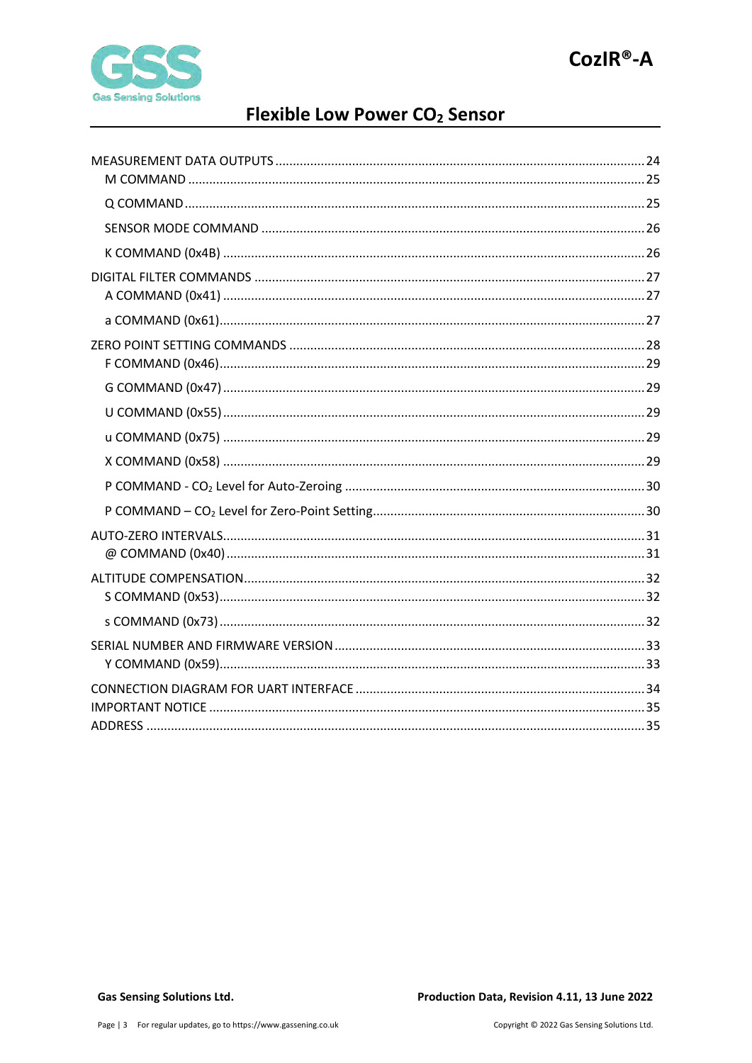MEASUREMENT DATA OUTPUTS ........................................................................................................ 24
- M COMMAND ........................................................................................................................................ 25
- Q COMMAND ......................................................................................................................................... 25
- SENSOR MODE COMMAND ................................................................................................................ 26
- K COMMAND (0x4B) ............................................................................................................................ 26

DIGITAL FILTER COMMANDS ..................................................................................................................... 27
- A COMMAND (0x41) ............................................................................................................................. 27
- a COMMAND (0x61)............................................................................................................................... 27

ZERO POINT SETTING COMMANDS ............................................................................................................ 28
- F COMMAND (0x46)............................................................................................................................... 29
- G COMMAND (0x47) .............................................................................................................................. 29
- U COMMAND (0x55) .............................................................................................................................. 29
- u COMMAND (0x75) .............................................................................................................................. 29
- X COMMAND (0x58) .............................................................................................................................. 29
- P COMMAND - $CO_2$ Level for Auto-Zeroing ............................................................................................ 30
- P COMMAND – $CO_2$ Level for Zero-Point Setting...................................................................................... 30

AUTO-ZERO INTERVALS................................................................................................................................ 31
- @ COMMAND (0x40) .............................................................................................................................. 31

ALTITUDE COMPENSATION.......................................................................................................................... 32
- S COMMAND (0x53)............................................................................................................................... 32
- s COMMAND (0x73) ............................................................................................................................... 32

SERIAL NUMBER AND FIRMWARE VERSION ................................................................................................ 33
- Y COMMAND (0x59)............................................................................................................................... 33

CONNECTION DIAGRAM FOR UART INTERFACE ........................................................................................... 34

IMPORTANT NOTICE .................................................................................................................................... 35

ADDRESS ...................................................................................................................................................... 35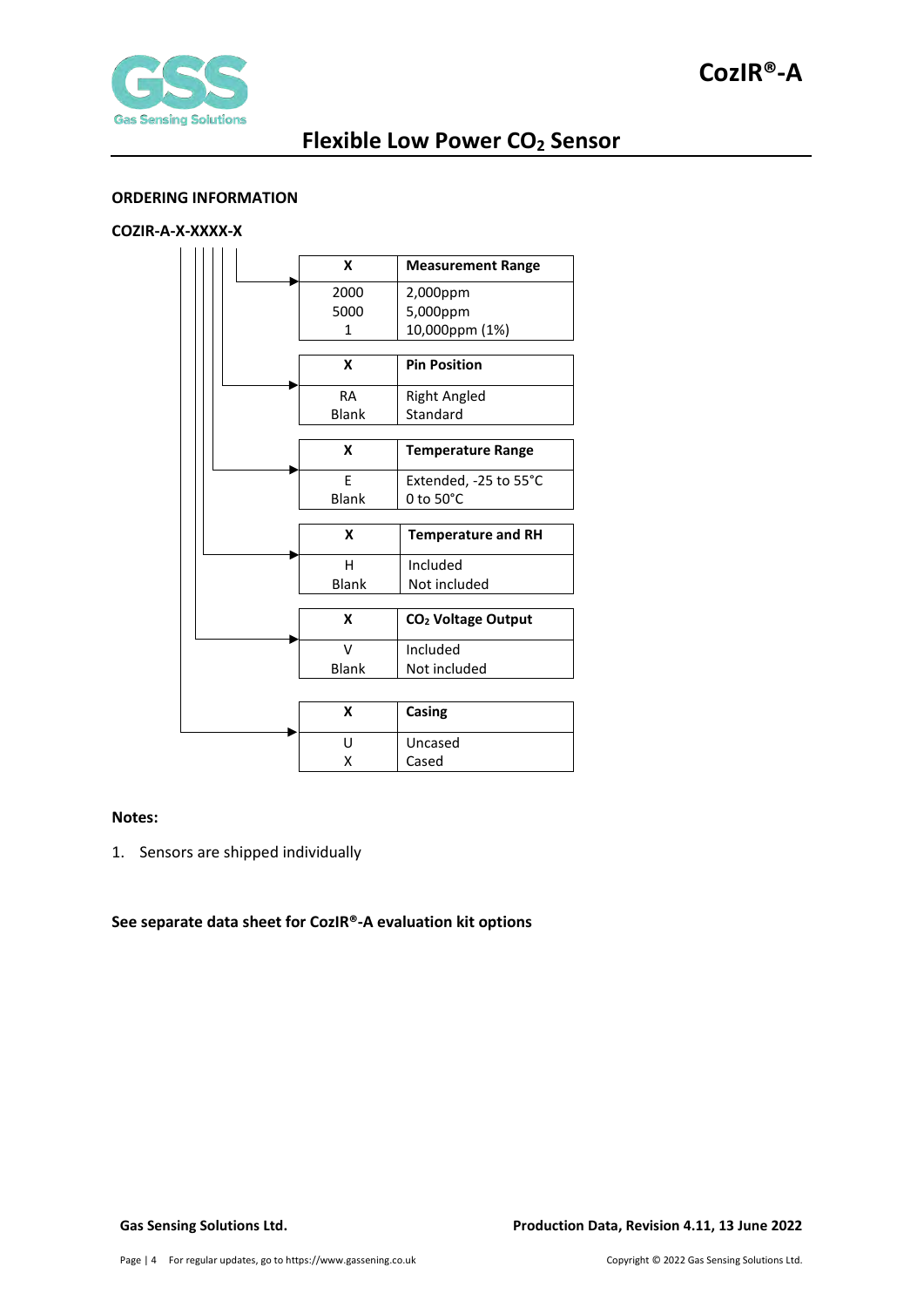**ORDERING INFORMATION**

**COZIR-A-X-XXXX-X**

| X | Measurement Range |
|---|---|
| 2000 | 2,000ppm |
| 5000 | 5,000ppm |
| 1 | 10,000ppm (1%) |

| X | Pin Position |
|---|---|
| RA | Right Angled |
| Blank | Standard |

| X | Temperature Range |
|---|---|
| E | Extended, -25 to 55°C |
| Blank | 0 to 50°C |

| X | Temperature and RH |
|---|---|
| H | Included |
| Blank | Not included |

| X | $CO_2$ Voltage Output |
|---|---|
| V | Included |
| Blank | Not included |

| X | Casing |
|---|---|
| U | Uncased |
| X | Cased |

**Notes:**

1. Sensors are shipped individually

**See separate data sheet for CozIR®-A evaluation kit options**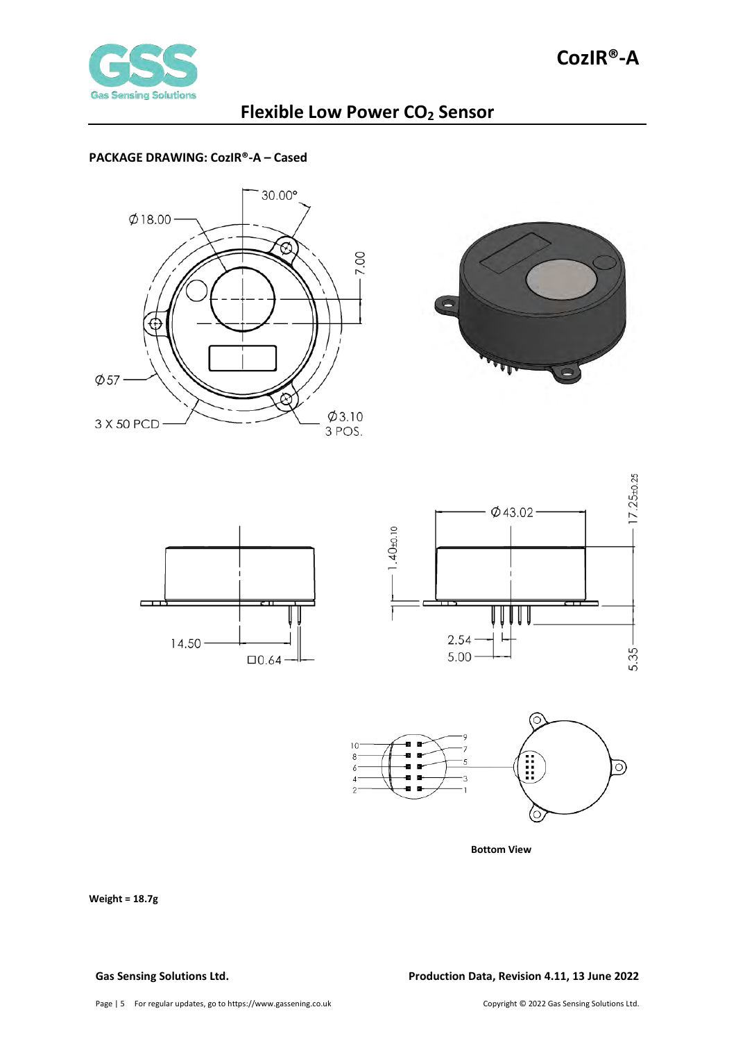## PACKAGE DRAWING: CozIR®-A – Cased

Ø18.00

30.00°

7.00

Ø57

3 X 50 PCD

Ø3.10
3 POS.

1.40±0.10

Ø43.02

17.25±0.25

14.50

□0.64

2.54

5.00

5.35

10 8 6 4 2

9 7 5 3 1

**Bottom View**

**Weight = 18.7g**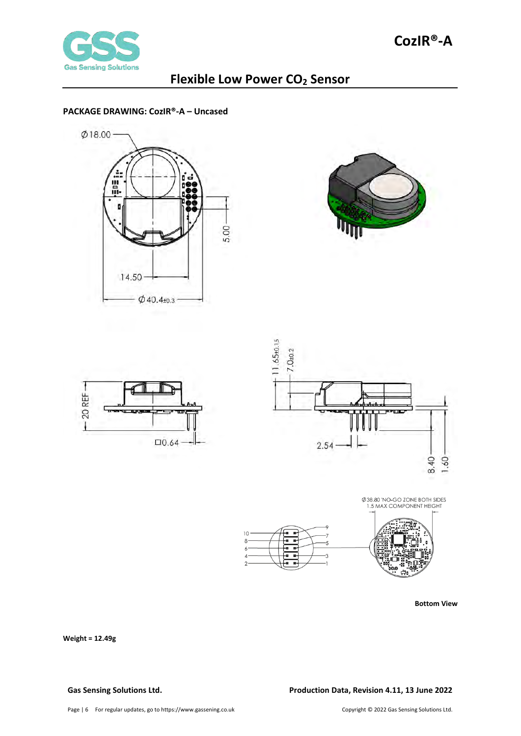## PACKAGE DRAWING: CozIR®-A – Uncased

Ø18.00

5.00

14.50

Ø40.4±0.3

20 REF

□0.64

11.65±0.15

7.0±0.2

2.54

8.40

1.60

Ø38.80 'NO-GO ZONE BOTH SIDES
1.5 MAX COMPONENT HEIGHT

10 8 6 4 2

9 7 5 3 1

**Bottom View**

**Weight = 12.49g**

**Gas Sensing Solutions Ltd.** **Production Data, Revision 4.11, 13 June 2022**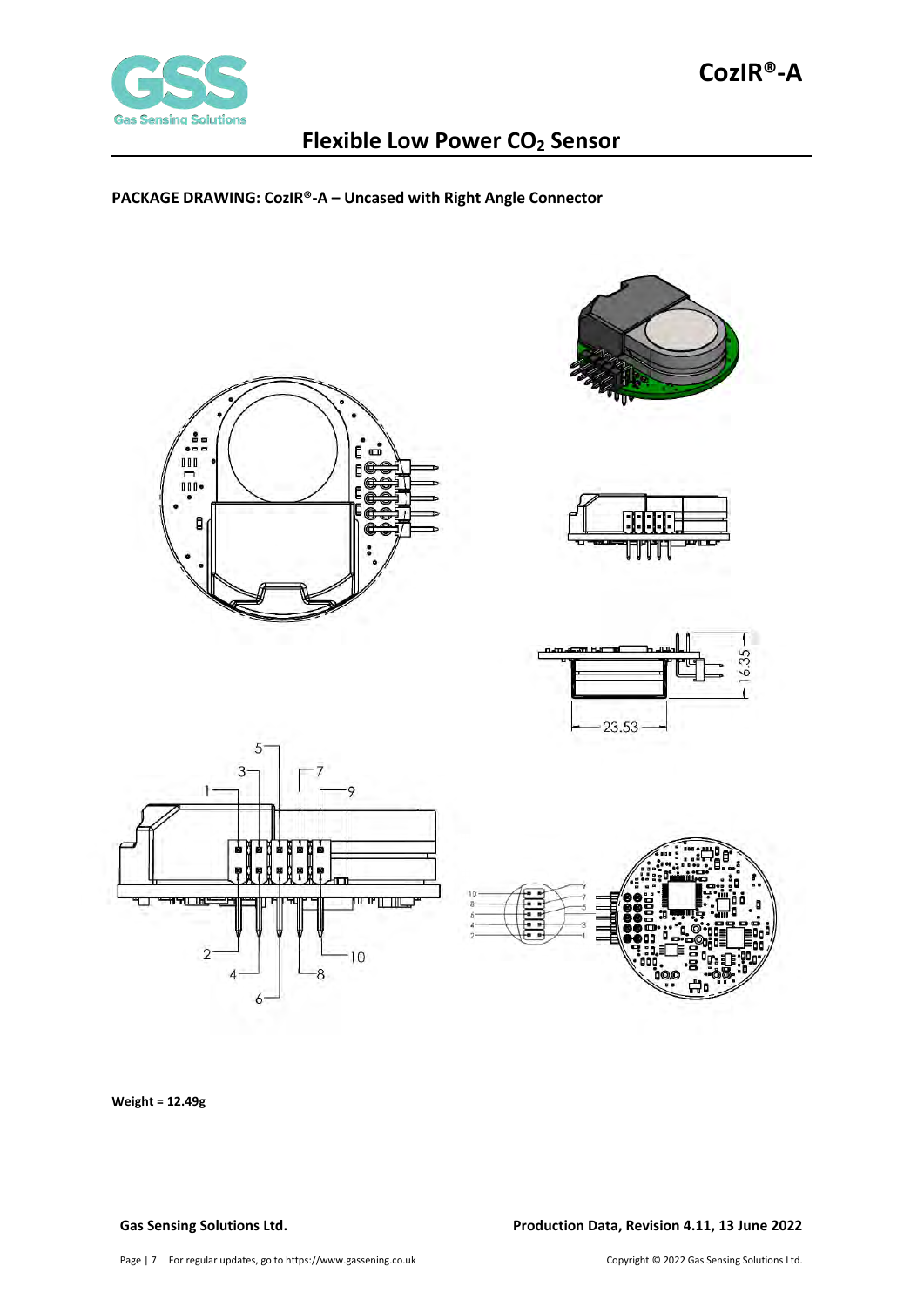**PACKAGE DRAWING: CozIR®-A – Uncased with Right Angle Connector**

**Weight = 12.49g**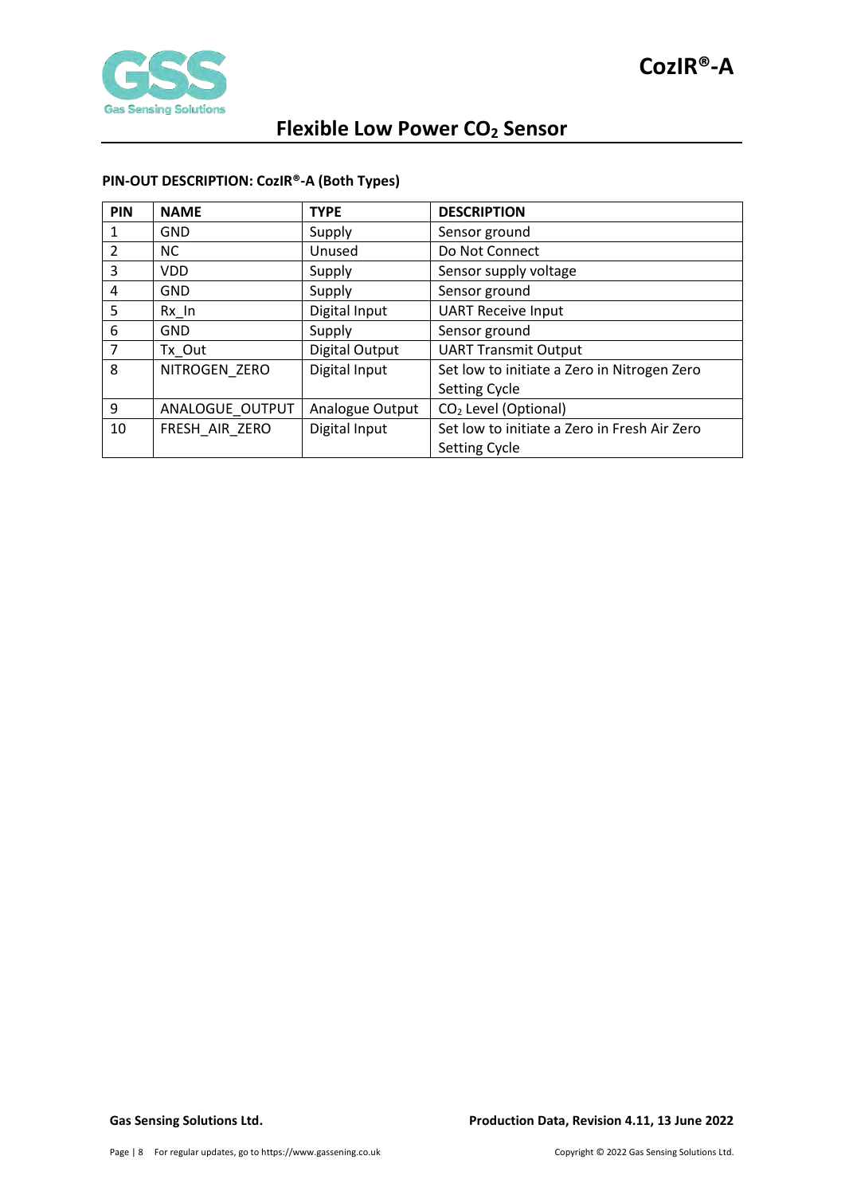#### PIN-OUT DESCRIPTION: CozIR®-A (Both Types)

| PIN | NAME | TYPE | DESCRIPTION |
|---|---|---|---|
| 1 | GND | Supply | Sensor ground |
| 2 | NC | Unused | Do Not Connect |
| 3 | VDD | Supply | Sensor supply voltage |
| 4 | GND | Supply | Sensor ground |
| 5 | Rx_In | Digital Input | UART Receive Input |
| 6 | GND | Supply | Sensor ground |
| 7 | Tx_Out | Digital Output | UART Transmit Output |
| 8 | NITROGEN_ZERO | Digital Input | Set low to initiate a Zero in Nitrogen Zero Setting Cycle |
| 9 | ANALOGUE_OUTPUT | Analogue Output | $CO_2$ Level (Optional) |
| 10 | FRESH_AIR_ZERO | Digital Input | Set low to initiate a Zero in Fresh Air Zero Setting Cycle |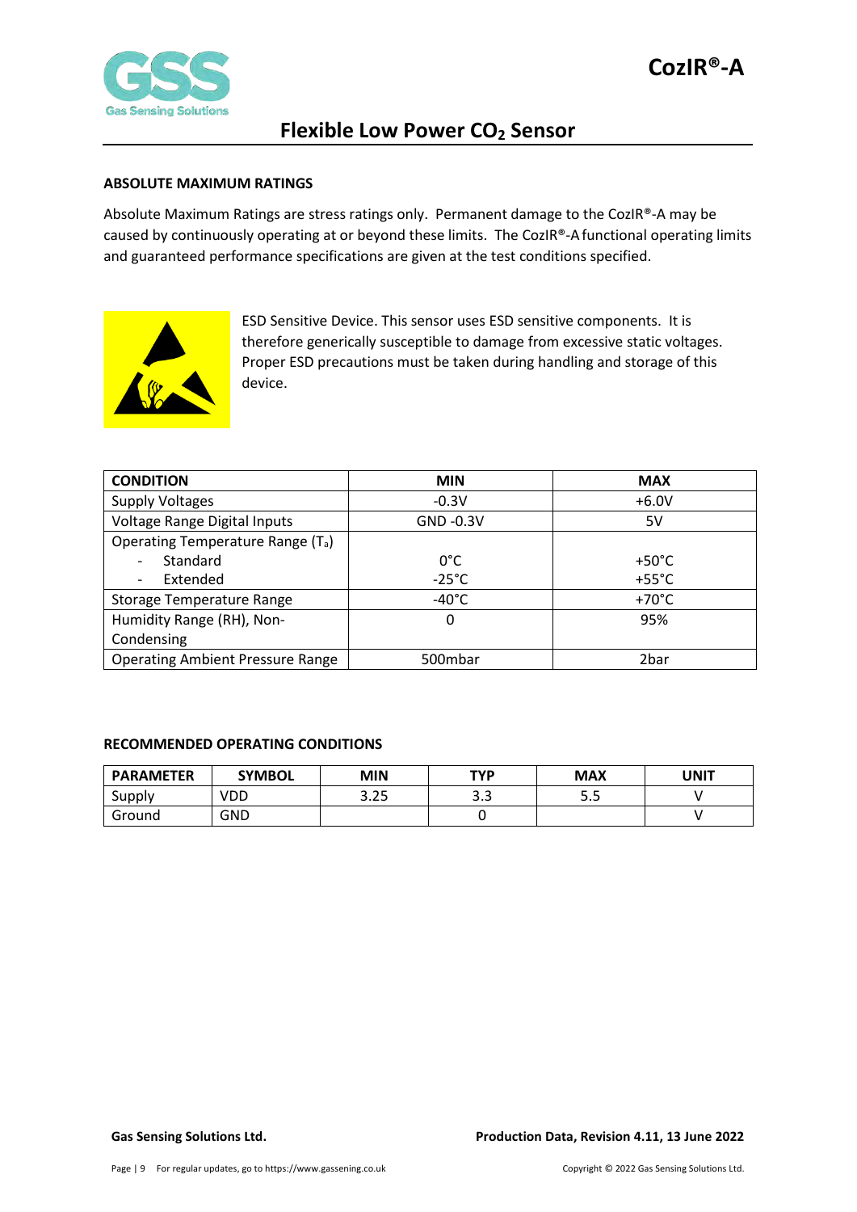## ABSOLUTE MAXIMUM RATINGS

Absolute Maximum Ratings are stress ratings only. Permanent damage to the CozIR®-A may be caused by continuously operating at or beyond these limits. The CozIR®-A functional operating limits and guaranteed performance specifications are given at the test conditions specified.

ESD Sensitive Device. This sensor uses ESD sensitive components. It is therefore generically susceptible to damage from excessive static voltages. Proper ESD precautions must be taken during handling and storage of this device.

| CONDITION | MIN | MAX |
|---|---|---|
| Supply Voltages | -0.3V | +6.0V |
| Voltage Range Digital Inputs | GND -0.3V | 5V |
| Operating Temperature Range ($T_a$) | | |
| - Standard | 0°C | +50°C |
| - Extended | -25°C | +55°C |
| Storage Temperature Range | -40°C | +70°C |
| Humidity Range (RH), Non-Condensing | 0 | 95% |
| Operating Ambient Pressure Range | 500mbar | 2bar |

## RECOMMENDED OPERATING CONDITIONS

| PARAMETER | SYMBOL | MIN | TYP | MAX | UNIT |
|---|---|---|---|---|---|
| Supply | VDD | 3.25 | 3.3 | 5.5 | V |
| Ground | GND | | 0 | | V |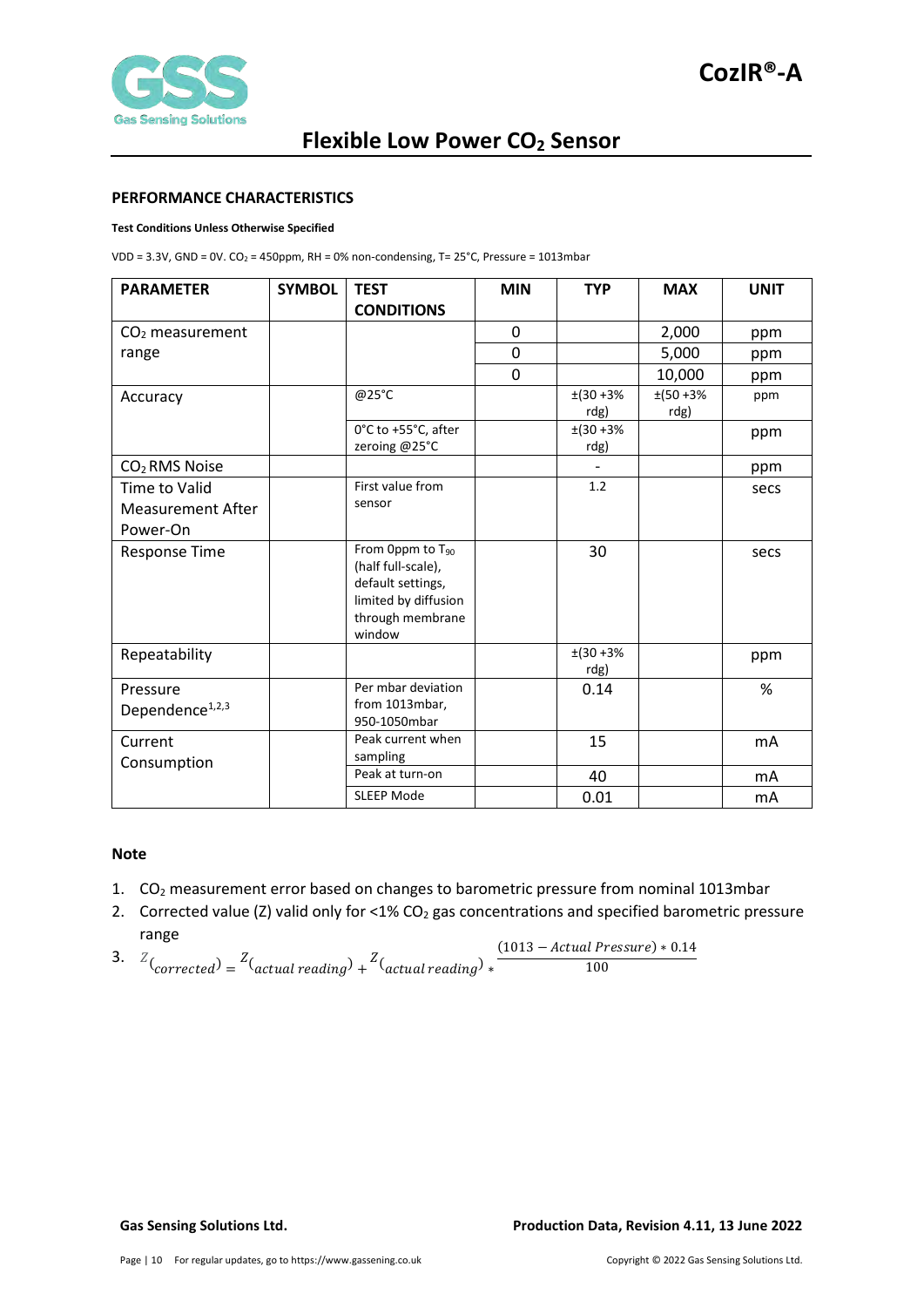## PERFORMANCE CHARACTERISTICS

**Test Conditions Unless Otherwise Specified**

VDD = 3.3V, GND = 0V. $CO_2$ = 450ppm, RH = 0% non-condensing, T= 25°C, Pressure = 1013mbar

| PARAMETER | SYMBOL | TEST CONDITIONS | MIN | TYP | MAX | UNIT |
|---|---|---|---|---|---|---|
| $CO_2$ measurement range | | | 0 | | 2,000 | ppm |
| | | | 0 | | 5,000 | ppm |
| | | | 0 | | 10,000 | ppm |
| Accuracy | | @25°C | | ±(30 +3% rdg) | ±(50 +3% rdg) | ppm |
| | | 0°C to +55°C, after zeroing @25°C | | ±(30 +3% rdg) | | ppm |
| $CO_2$ RMS Noise | | | | - | | ppm |
| Time to Valid Measurement After Power-On | | First value from sensor | | 1.2 | | secs |
| Response Time | | From 0ppm to $T_{90}$ (half full-scale), default settings, limited by diffusion through membrane window | | 30 | | secs |
| Repeatability | | | | ±(30 +3% rdg) | | ppm |
| Pressure Dependence[1,2,3] | | Per mbar deviation from 1013mbar, 950-1050mbar | | 0.14 | | % |
| Current Consumption | | Peak current when sampling | | 15 | | mA |
| | | Peak at turn-on | | 40 | | mA |
| | | SLEEP Mode | | 0.01 | | mA |

### Note

1. $CO_2$ measurement error based on changes to barometric pressure from nominal 1013mbar
2. Corrected value (Z) valid only for <1% $CO_2$ gas concentrations and specified barometric pressure range
3. $$Z_{(corrected)} = Z_{(actual\ reading)} + Z_{(actual\ reading)} * \frac{(1013 - Actual\ Pressure) * 0.14}{100}$$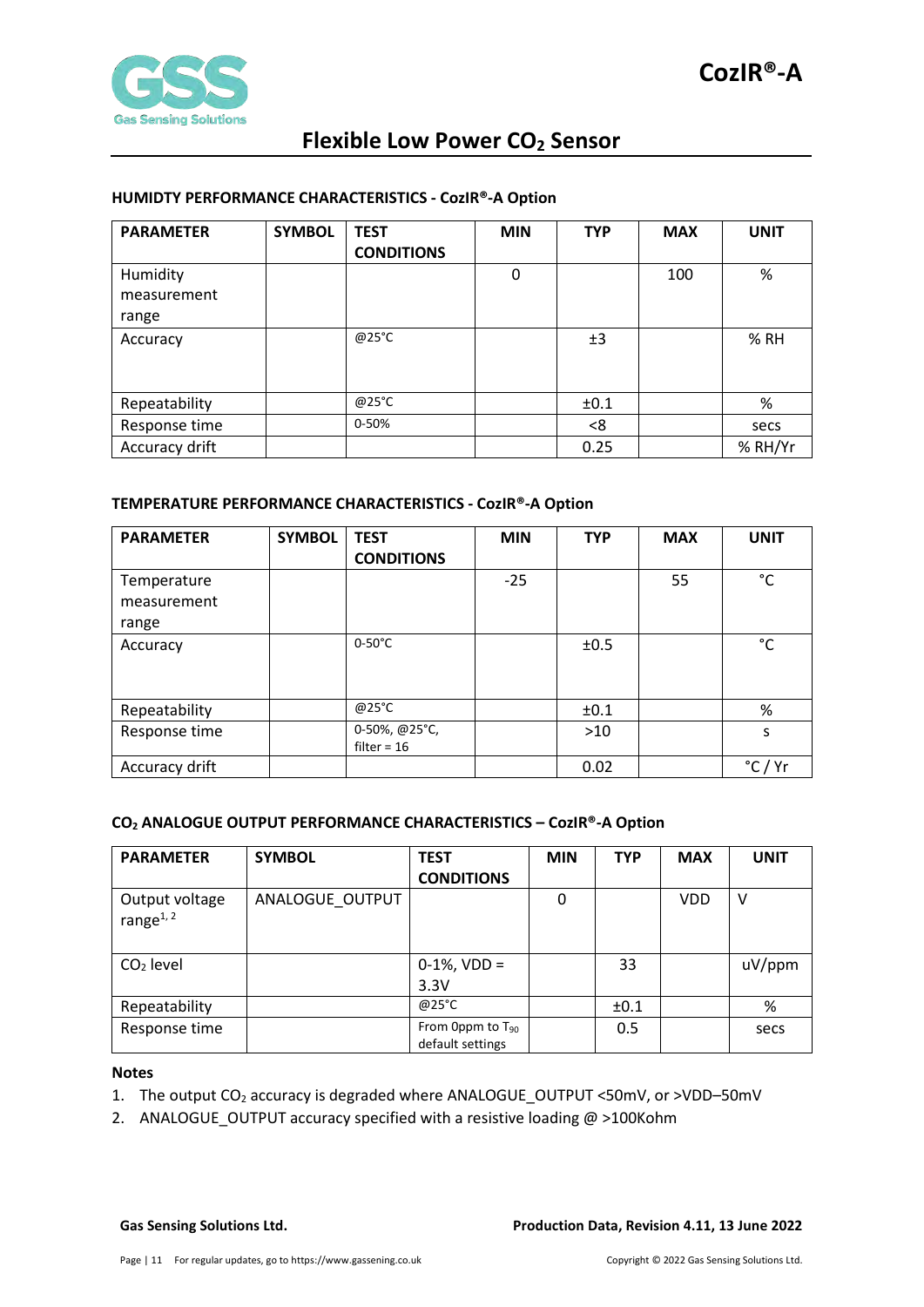### HUMIDTY PERFORMANCE CHARACTERISTICS - CozIR®-A Option

| PARAMETER | SYMBOL | TEST CONDITIONS | MIN | TYP | MAX | UNIT |
|---|---|---|---|---|---|---|
| Humidity measurement range | | | 0 | | 100 | % |
| Accuracy | | @25°C | | ±3 | | % RH |
| Repeatability | | @25°C | | ±0.1 | | % |
| Response time | | 0-50% | | <8 | | secs |
| Accuracy drift | | | | 0.25 | | % RH/Yr |

### TEMPERATURE PERFORMANCE CHARACTERISTICS - CozIR®-A Option

| PARAMETER | SYMBOL | TEST CONDITIONS | MIN | TYP | MAX | UNIT |
|---|---|---|---|---|---|---|
| Temperature measurement range | | | -25 | | 55 | °C |
| Accuracy | | 0-50°C | | ±0.5 | | °C |
| Repeatability | | @25°C | | ±0.1 | | % |
| Response time | | 0-50%, @25°C, filter = 16 | | >10 | | s |
| Accuracy drift | | | | 0.02 | | °C / Yr |

### $CO_2$ ANALOGUE OUTPUT PERFORMANCE CHARACTERISTICS – CozIR®-A Option

| PARAMETER | SYMBOL | TEST CONDITIONS | MIN | TYP | MAX | UNIT |
|---|---|---|---|---|---|---|
| Output voltage range[1, 2] | ANALOGUE_OUTPUT | | 0 | | VDD | V |
| $CO_2$ level | | 0-1%, VDD = 3.3V | | 33 | | uV/ppm |
| Repeatability | | @25°C | | ±0.1 | | % |
| Response time | | From 0ppm to $T_{90}$ default settings | | 0.5 | | secs |

**Notes**

1. The output $CO_2$ accuracy is degraded where ANALOGUE_OUTPUT <50mV, or >VDD–50mV
2. ANALOGUE_OUTPUT accuracy specified with a resistive loading @ >100Kohm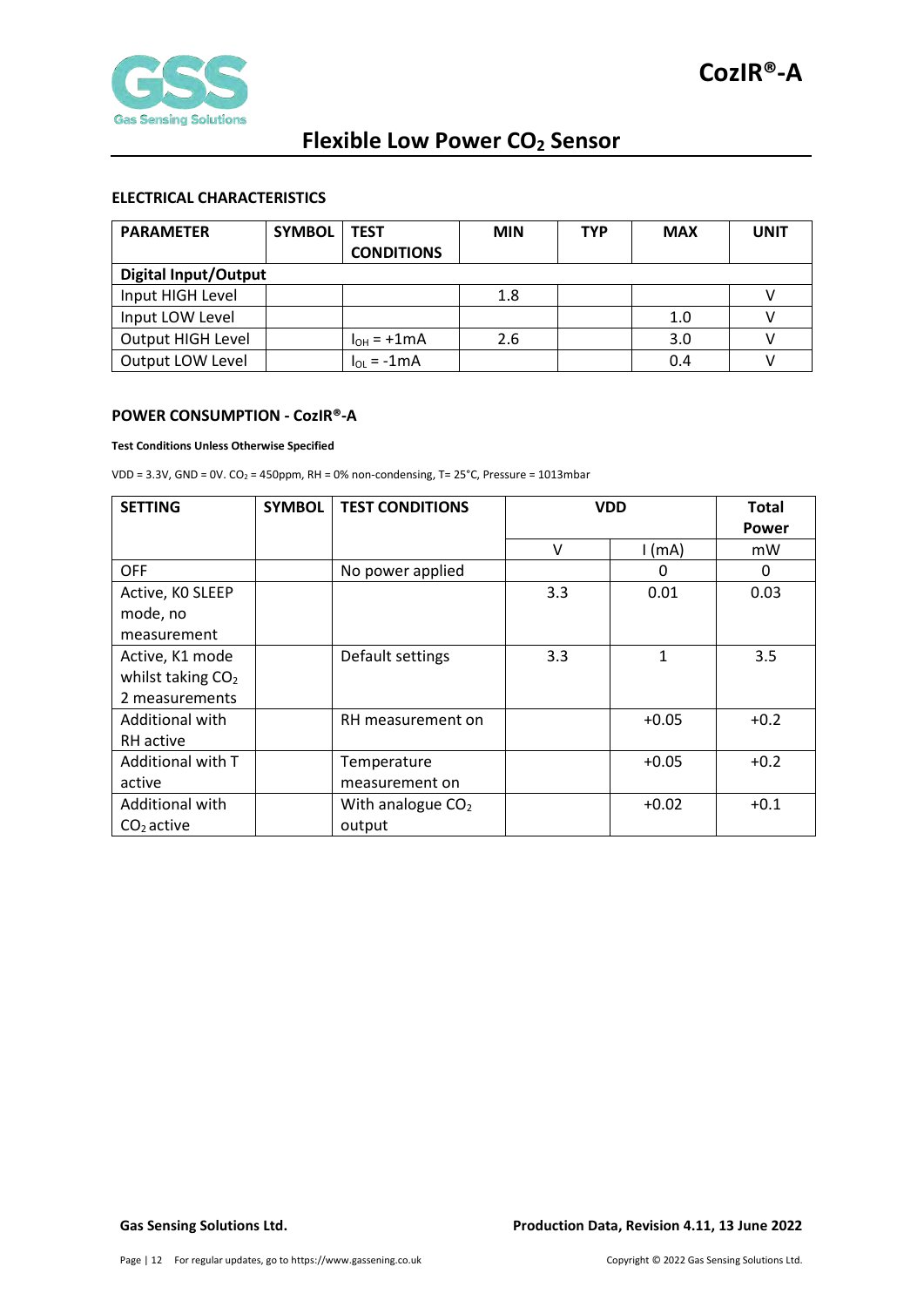## ELECTRICAL CHARACTERISTICS

| PARAMETER | SYMBOL | TEST CONDITIONS | MIN | TYP | MAX | UNIT |
|---|---|---|---|---|---|---|
| **Digital Input/Output** | | | | | | |
| Input HIGH Level | | | 1.8 | | | V |
| Input LOW Level | | | | | 1.0 | V |
| Output HIGH Level | | $I_{OH}$ = +1mA | 2.6 | | 3.0 | V |
| Output LOW Level | | $I_{OL}$ = -1mA | | | 0.4 | V |

## POWER CONSUMPTION - CozIR®-A

**Test Conditions Unless Otherwise Specified**

VDD = 3.3V, GND = 0V. $CO_2$ = 450ppm, RH = 0% non-condensing, T= 25°C, Pressure = 1013mbar

| SETTING | SYMBOL | TEST CONDITIONS | VDD | | Total Power |
|---|---|---|---|---|---|
| | | | V | I (mA) | mW |
| OFF | | No power applied | | 0 | 0 |
| Active, K0 SLEEP mode, no measurement | | | 3.3 | 0.01 | 0.03 |
| Active, K1 mode whilst taking $CO_2$ measurements | | Default settings | 3.3 | 1 | 3.5 |
| Additional with RH active | | RH measurement on | | +0.05 | +0.2 |
| Additional with T active | | Temperature measurement on | | +0.05 | +0.2 |
| Additional with $CO_2$ active | | With analogue $CO_2$ output | | +0.02 | +0.1 |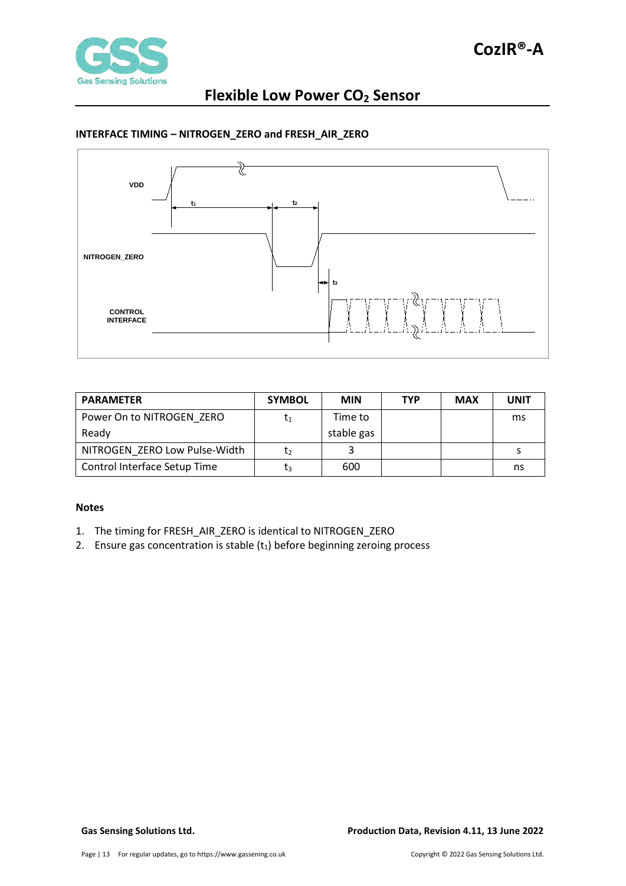## INTERFACE TIMING – NITROGEN_ZERO and FRESH_AIR_ZERO

| PARAMETER | SYMBOL | MIN | TYP | MAX | UNIT |
|---|---|---|---|---|---|
| Power On to NITROGEN_ZERO Ready | $t_1$ | Time to stable gas | | | ms |
| NITROGEN_ZERO Low Pulse-Width | $t_2$ | 3 | | | s |
| Control Interface Setup Time | $t_3$ | 600 | | | ns |

**Notes**

1. The timing for FRESH_AIR_ZERO is identical to NITROGEN_ZERO
2. Ensure gas concentration is stable ($t_1$) before beginning zeroing process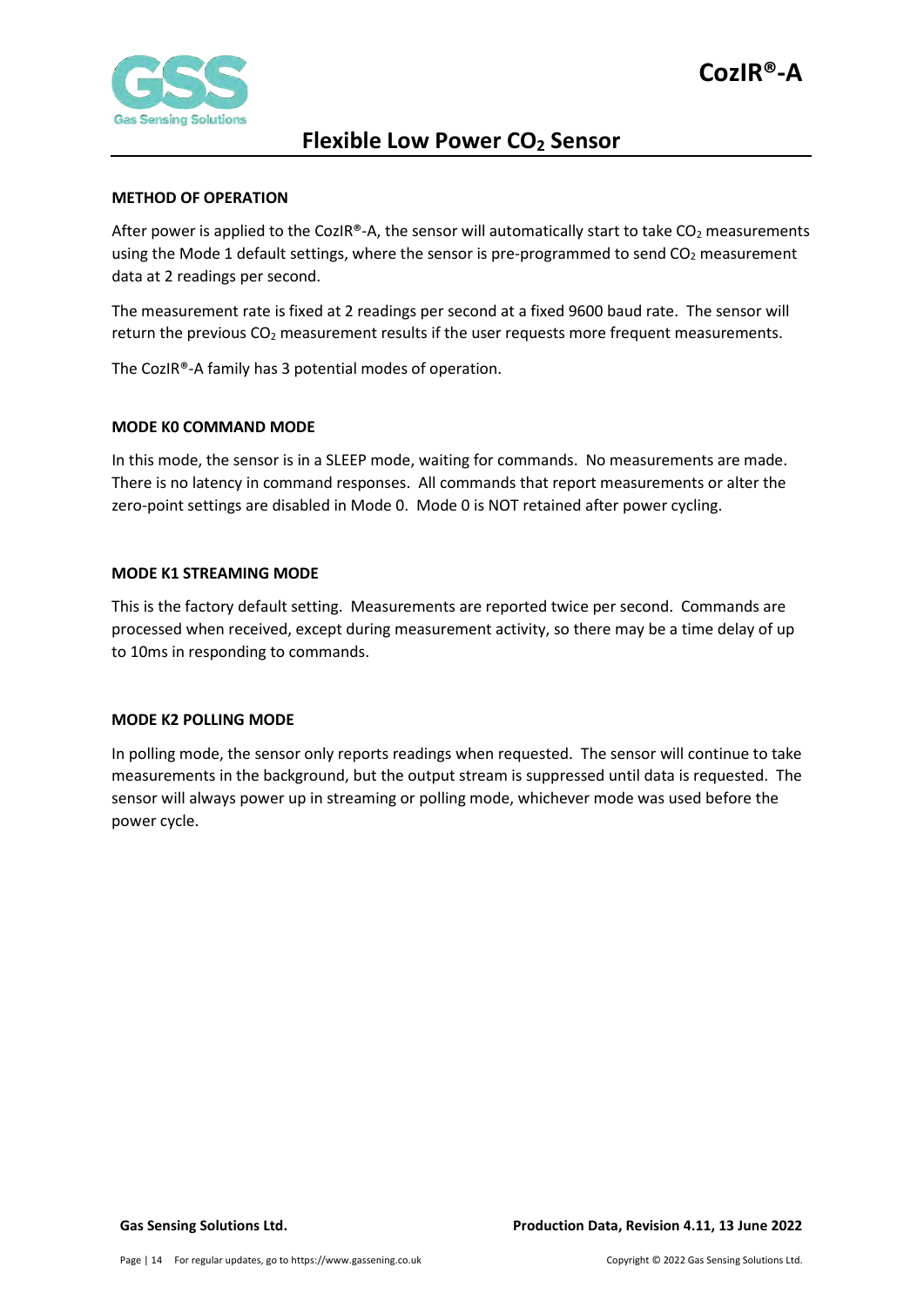## METHOD OF OPERATION

After power is applied to the CozIR®-A, the sensor will automatically start to take $CO_2$ measurements using the Mode 1 default settings, where the sensor is pre-programmed to send $CO_2$ measurement data at 2 readings per second.

The measurement rate is fixed at 2 readings per second at a fixed 9600 baud rate. The sensor will return the previous $CO_2$ measurement results if the user requests more frequent measurements.

The CozIR®-A family has 3 potential modes of operation.

## MODE K0 COMMAND MODE

In this mode, the sensor is in a SLEEP mode, waiting for commands. No measurements are made. There is no latency in command responses. All commands that report measurements or alter the zero-point settings are disabled in Mode 0. Mode 0 is NOT retained after power cycling.

## MODE K1 STREAMING MODE

This is the factory default setting. Measurements are reported twice per second. Commands are processed when received, except during measurement activity, so there may be a time delay of up to 10ms in responding to commands.

## MODE K2 POLLING MODE

In polling mode, the sensor only reports readings when requested. The sensor will continue to take measurements in the background, but the output stream is suppressed until data is requested. The sensor will always power up in streaming or polling mode, whichever mode was used before the power cycle.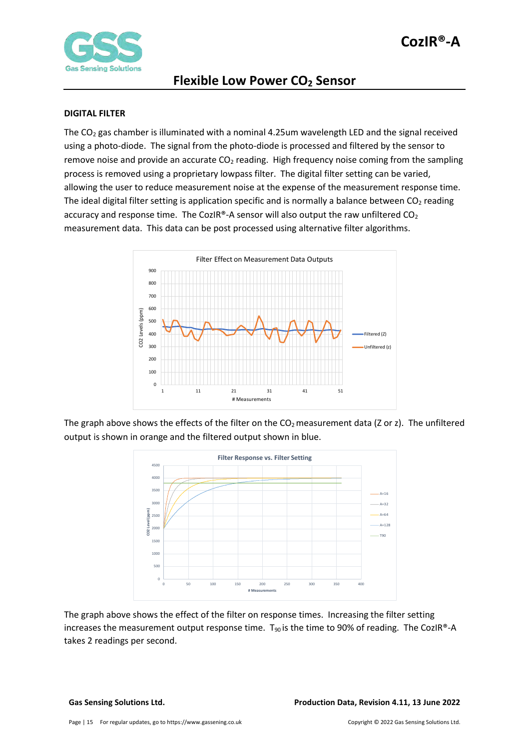## DIGITAL FILTER

The $CO_2$ gas chamber is illuminated with a nominal 4.25um wavelength LED and the signal received using a photo-diode. The signal from the photo-diode is processed and filtered by the sensor to remove noise and provide an accurate $CO_2$ reading. High frequency noise coming from the sampling process is removed using a proprietary lowpass filter. The digital filter setting can be varied, allowing the user to reduce measurement noise at the expense of the measurement response time. The ideal digital filter setting is application specific and is normally a balance between $CO_2$ reading accuracy and response time. The CozIR®-A sensor will also output the raw unfiltered $CO_2$ measurement data. This data can be post processed using alternative filter algorithms.

The graph above shows the effects of the filter on the $CO_2$ measurement data (Z or z). The unfiltered output is shown in orange and the filtered output shown in blue.

The graph above shows the effect of the filter on response times. Increasing the filter setting increases the measurement output response time. $T_{90}$ is the time to 90% of reading. The CozIR®-A takes 2 readings per second.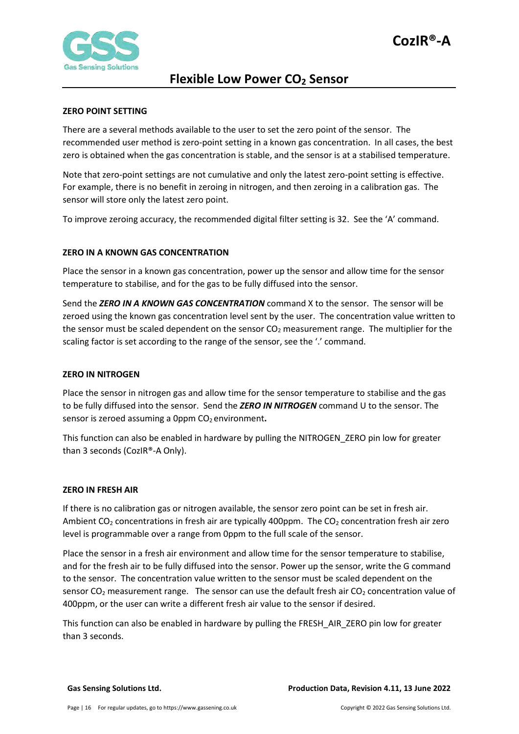## ZERO POINT SETTING

There are a several methods available to the user to set the zero point of the sensor. The recommended user method is zero-point setting in a known gas concentration. In all cases, the best zero is obtained when the gas concentration is stable, and the sensor is at a stabilised temperature.

Note that zero-point settings are not cumulative and only the latest zero-point setting is effective. For example, there is no benefit in zeroing in nitrogen, and then zeroing in a calibration gas. The sensor will store only the latest zero point.

To improve zeroing accuracy, the recommended digital filter setting is 32. See the 'A' command.

## ZERO IN A KNOWN GAS CONCENTRATION

Place the sensor in a known gas concentration, power up the sensor and allow time for the sensor temperature to stabilise, and for the gas to be fully diffused into the sensor.

Send the ***ZERO IN A KNOWN GAS CONCENTRATION*** command X to the sensor. The sensor will be zeroed using the known gas concentration level sent by the user. The concentration value written to the sensor must be scaled dependent on the sensor $CO_2$ measurement range. The multiplier for the scaling factor is set according to the range of the sensor, see the '.' command.

## ZERO IN NITROGEN

Place the sensor in nitrogen gas and allow time for the sensor temperature to stabilise and the gas to be fully diffused into the sensor. Send the ***ZERO IN NITROGEN*** command U to the sensor. The sensor is zeroed assuming a 0ppm $CO_2$ environment**.**

This function can also be enabled in hardware by pulling the NITROGEN_ZERO pin low for greater than 3 seconds (CozIR®-A Only).

## ZERO IN FRESH AIR

If there is no calibration gas or nitrogen available, the sensor zero point can be set in fresh air. Ambient $CO_2$ concentrations in fresh air are typically 400ppm. The $CO_2$ concentration fresh air zero level is programmable over a range from 0ppm to the full scale of the sensor.

Place the sensor in a fresh air environment and allow time for the sensor temperature to stabilise, and for the fresh air to be fully diffused into the sensor. Power up the sensor, write the G command to the sensor. The concentration value written to the sensor must be scaled dependent on the sensor $CO_2$ measurement range. The sensor can use the default fresh air $CO_2$ concentration value of 400ppm, or the user can write a different fresh air value to the sensor if desired.

This function can also be enabled in hardware by pulling the FRESH_AIR_ZERO pin low for greater than 3 seconds.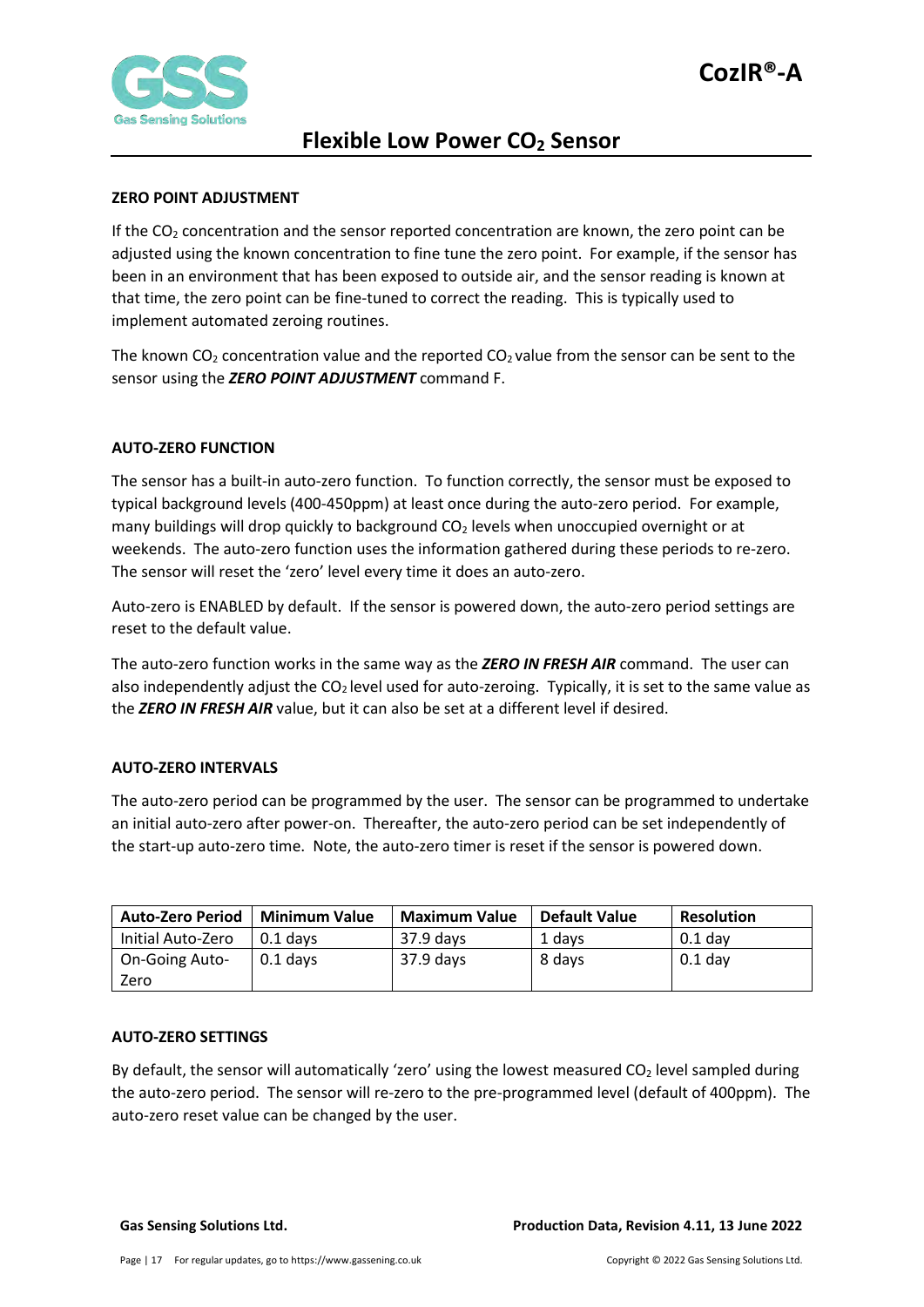## ZERO POINT ADJUSTMENT

If the $CO_2$ concentration and the sensor reported concentration are known, the zero point can be adjusted using the known concentration to fine tune the zero point. For example, if the sensor has been in an environment that has been exposed to outside air, and the sensor reading is known at that time, the zero point can be fine-tuned to correct the reading. This is typically used to implement automated zeroing routines.

The known $CO_2$ concentration value and the reported $CO_2$ value from the sensor can be sent to the sensor using the ***ZERO POINT ADJUSTMENT*** command F.

## AUTO-ZERO FUNCTION

The sensor has a built-in auto-zero function. To function correctly, the sensor must be exposed to typical background levels (400-450ppm) at least once during the auto-zero period. For example, many buildings will drop quickly to background $CO_2$ levels when unoccupied overnight or at weekends. The auto-zero function uses the information gathered during these periods to re-zero. The sensor will reset the 'zero' level every time it does an auto-zero.

Auto-zero is ENABLED by default. If the sensor is powered down, the auto-zero period settings are reset to the default value.

The auto-zero function works in the same way as the ***ZERO IN FRESH AIR*** command. The user can also independently adjust the $CO_2$ level used for auto-zeroing. Typically, it is set to the same value as the ***ZERO IN FRESH AIR*** value, but it can also be set at a different level if desired.

## AUTO-ZERO INTERVALS

The auto-zero period can be programmed by the user. The sensor can be programmed to undertake an initial auto-zero after power-on. Thereafter, the auto-zero period can be set independently of the start-up auto-zero time. Note, the auto-zero timer is reset if the sensor is powered down.

| Auto-Zero Period | Minimum Value | Maximum Value | Default Value | Resolution |
|---|---|---|---|---|
| Initial Auto-Zero | 0.1 days | 37.9 days | 1 days | 0.1 day |
| On-Going Auto-Zero | 0.1 days | 37.9 days | 8 days | 0.1 day |

## AUTO-ZERO SETTINGS

By default, the sensor will automatically 'zero' using the lowest measured $CO_2$ level sampled during the auto-zero period. The sensor will re-zero to the pre-programmed level (default of 400ppm). The auto-zero reset value can be changed by the user.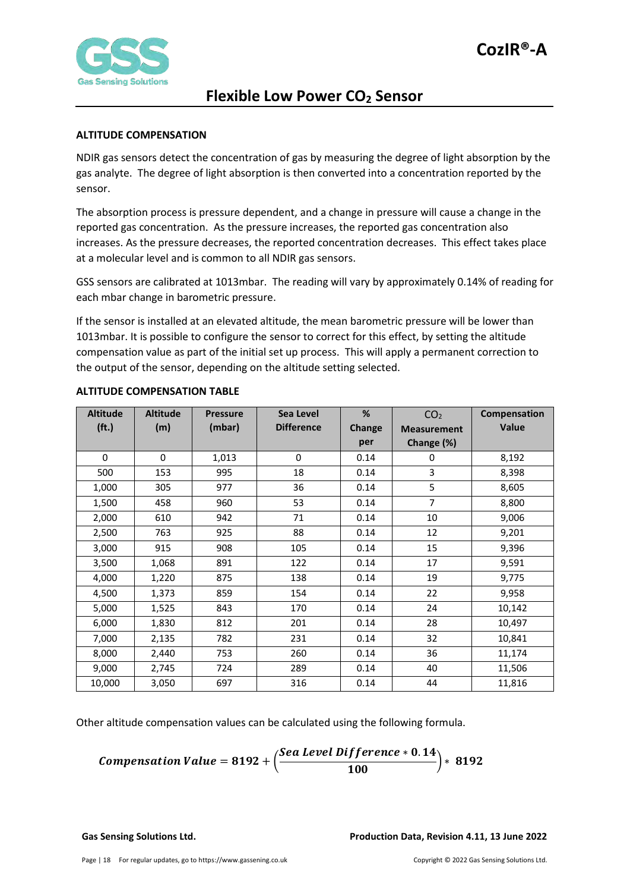## ALTITUDE COMPENSATION

NDIR gas sensors detect the concentration of gas by measuring the degree of light absorption by the gas analyte. The degree of light absorption is then converted into a concentration reported by the sensor.

The absorption process is pressure dependent, and a change in pressure will cause a change in the reported gas concentration. As the pressure increases, the reported gas concentration also increases. As the pressure decreases, the reported concentration decreases. This effect takes place at a molecular level and is common to all NDIR gas sensors.

GSS sensors are calibrated at 1013mbar. The reading will vary by approximately 0.14% of reading for each mbar change in barometric pressure.

If the sensor is installed at an elevated altitude, the mean barometric pressure will be lower than 1013mbar. It is possible to configure the sensor to correct for this effect, by setting the altitude compensation value as part of the initial set up process. This will apply a permanent correction to the output of the sensor, depending on the altitude setting selected.

## ALTITUDE COMPENSATION TABLE

| Altitude (ft.) | Altitude (m) | Pressure (mbar) | Sea Level Difference | % Change per | $CO_2$ Measurement Change (%) | Compensation Value |
|---|---|---|---|---|---|---|
| 0 | 0 | 1,013 | 0 | 0.14 | 0 | 8,192 |
| 500 | 153 | 995 | 18 | 0.14 | 3 | 8,398 |
| 1,000 | 305 | 977 | 36 | 0.14 | 5 | 8,605 |
| 1,500 | 458 | 960 | 53 | 0.14 | 7 | 8,800 |
| 2,000 | 610 | 942 | 71 | 0.14 | 10 | 9,006 |
| 2,500 | 763 | 925 | 88 | 0.14 | 12 | 9,201 |
| 3,000 | 915 | 908 | 105 | 0.14 | 15 | 9,396 |
| 3,500 | 1,068 | 891 | 122 | 0.14 | 17 | 9,591 |
| 4,000 | 1,220 | 875 | 138 | 0.14 | 19 | 9,775 |
| 4,500 | 1,373 | 859 | 154 | 0.14 | 22 | 9,958 |
| 5,000 | 1,525 | 843 | 170 | 0.14 | 24 | 10,142 |
| 6,000 | 1,830 | 812 | 201 | 0.14 | 28 | 10,497 |
| 7,000 | 2,135 | 782 | 231 | 0.14 | 32 | 10,841 |
| 8,000 | 2,440 | 753 | 260 | 0.14 | 36 | 11,174 |
| 9,000 | 2,745 | 724 | 289 | 0.14 | 40 | 11,506 |
| 10,000 | 3,050 | 697 | 316 | 0.14 | 44 | 11,816 |

Other altitude compensation values can be calculated using the following formula.

$$\boldsymbol{Compensation\ Value = 8192 + \left(\frac{Sea\ Level\ Difference * 0.14}{100}\right) * 8192}$$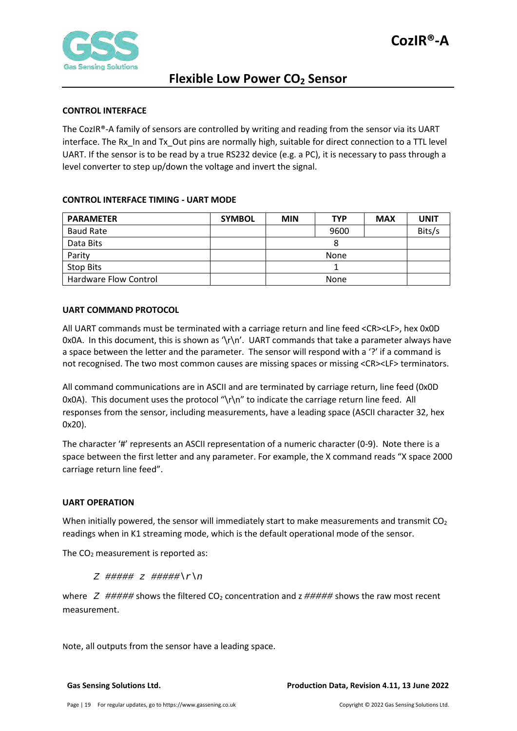## CONTROL INTERFACE

The CozIR®-A family of sensors are controlled by writing and reading from the sensor via its UART interface. The Rx_In and Tx_Out pins are normally high, suitable for direct connection to a TTL level UART. If the sensor is to be read by a true RS232 device (e.g. a PC), it is necessary to pass through a level converter to step up/down the voltage and invert the signal.

## CONTROL INTERFACE TIMING - UART MODE

| PARAMETER | SYMBOL | MIN | TYP | MAX | UNIT |
|---|---|---|---|---|---|
| Baud Rate | | | 9600 | | Bits/s |
| Data Bits | | | 8 | | |
| Parity | | | None | | |
| Stop Bits | | | 1 | | |
| Hardware Flow Control | | | None | | |

## UART COMMAND PROTOCOL

All UART commands must be terminated with a carriage return and line feed <CR><LF>, hex 0x0D 0x0A. In this document, this is shown as '\r\n'. UART commands that take a parameter always have a space between the letter and the parameter. The sensor will respond with a '?' if a command is not recognised. The two most common causes are missing spaces or missing <CR><LF> terminators.

All command communications are in ASCII and are terminated by carriage return, line feed (0x0D 0x0A). This document uses the protocol "\r\n" to indicate the carriage return line feed. All responses from the sensor, including measurements, have a leading space (ASCII character 32, hex 0x20).

The character '#' represents an ASCII representation of a numeric character (0-9). Note there is a space between the first letter and any parameter. For example, the X command reads "X space 2000 carriage return line feed".

## UART OPERATION

When initially powered, the sensor will immediately start to make measurements and transmit $CO_2$ readings when in K1 streaming mode, which is the default operational mode of the sensor.

The $CO_2$ measurement is reported as:

*Z ##### z #####\r\n*

where *Z #####* shows the filtered $CO_2$ concentration and z *#####* shows the raw most recent measurement.

Note, all outputs from the sensor have a leading space.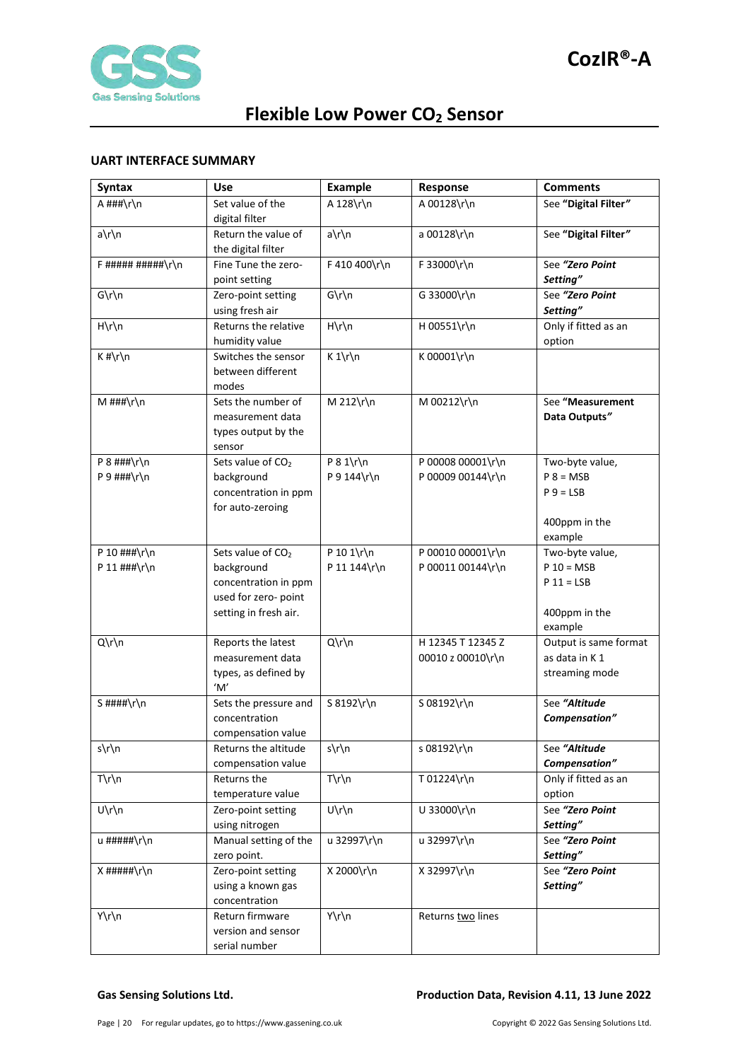## UART INTERFACE SUMMARY

| Syntax | Use | Example | Response | Comments |
|---|---|---|---|---|
| A ###\r\n | Set value of the digital filter | A 128\r\n | A 00128\r\n | See **"Digital Filter"** |
| a\r\n | Return the value of the digital filter | a\r\n | a 00128\r\n | See **"Digital Filter"** |
| F ##### #####\r\n | Fine Tune the zero-point setting | F 410 400\r\n | F 33000\r\n | See ***"Zero Point Setting"*** |
| G\r\n | Zero-point setting using fresh air | G\r\n | G 33000\r\n | See ***"Zero Point Setting"*** |
| H\r\n | Returns the relative humidity value | H\r\n | H 00551\r\n | Only if fitted as an option |
| K #\r\n | Switches the sensor between different modes | K 1\r\n | K 00001\r\n | |
| M ###\r\n | Sets the number of measurement data types output by the sensor | M 212\r\n | M 00212\r\n | See **"Measurement Data Outputs"** |
| P 8 ###\r\n<br>P 9 ###\r\n | Sets value of $CO_2$ background concentration in ppm for auto-zeroing | P 8 1\r\n<br>P 9 144\r\n | P 00008 00001\r\n<br>P 00009 00144\r\n | Two-byte value,<br>P 8 = MSB<br>P 9 = LSB<br><br>400ppm in the example |
| P 10 ###\r\n<br>P 11 ###\r\n | Sets value of $CO_2$ background concentration in ppm used for zero- point setting in fresh air. | P 10 1\r\n<br>P 11 144\r\n | P 00010 00001\r\n<br>P 00011 00144\r\n | Two-byte value,<br>P 10 = MSB<br>P 11 = LSB<br><br>400ppm in the example |
| Q\r\n | Reports the latest measurement data types, as defined by 'M' | Q\r\n | H 12345 T 12345 Z 00010 z 00010\r\n | Output is same format as data in K 1 streaming mode |
| S ####\r\n | Sets the pressure and concentration compensation value | S 8192\r\n | S 08192\r\n | See ***"Altitude Compensation"*** |
| s\r\n | Returns the altitude compensation value | s\r\n | s 08192\r\n | See ***"Altitude Compensation"*** |
| T\r\n | Returns the temperature value | T\r\n | T 01224\r\n | Only if fitted as an option |
| U\r\n | Zero-point setting using nitrogen | U\r\n | U 33000\r\n | See ***"Zero Point Setting"*** |
| u #####\r\n | Manual setting of the zero point. | u 32997\r\n | u 32997\r\n | See ***"Zero Point Setting"*** |
| X #####\r\n | Zero-point setting using a known gas concentration | X 2000\r\n | X 32997\r\n | See ***"Zero Point Setting"*** |
| Y\r\n | Return firmware version and sensor serial number | Y\r\n | Returns two lines | |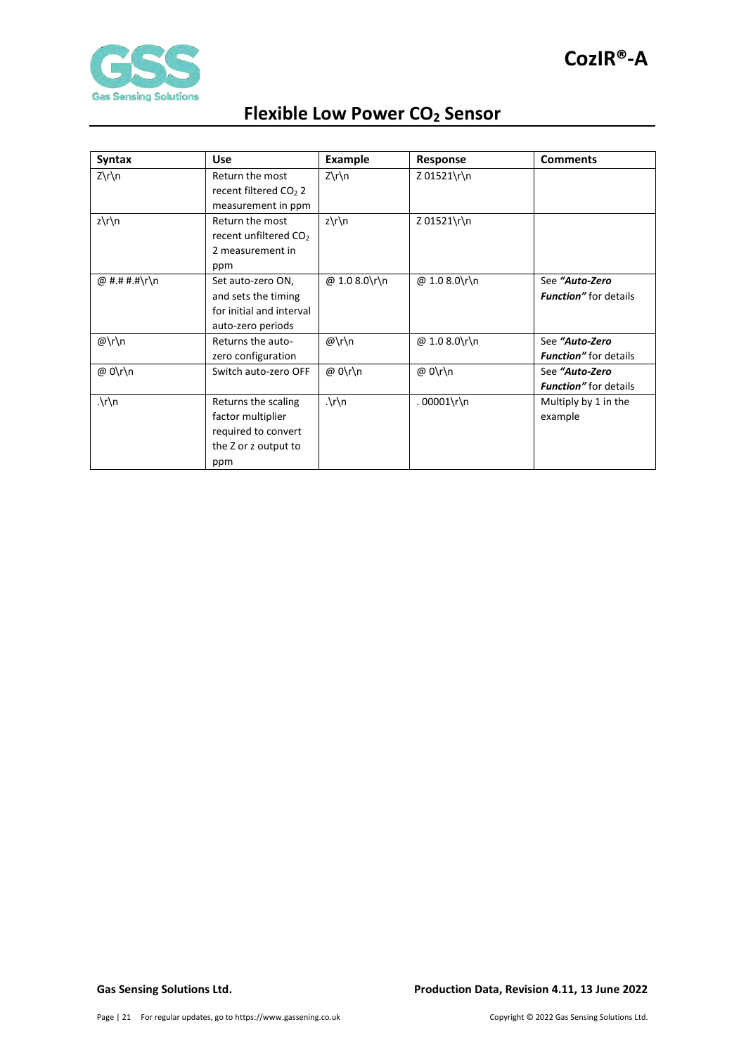| Syntax | Use | Example | Response | Comments |
|---|---|---|---|---|
| Z\r\n | Return the most recent filtered $CO_2$ 2 measurement in ppm | Z\r\n | Z 01521\r\n | |
| z\r\n | Return the most recent unfiltered $CO_2$ 2 measurement in ppm | z\r\n | Z 01521\r\n | |
| @ #.# #.#\r\n | Set auto-zero ON, and sets the timing for initial and interval auto-zero periods | @ 1.0 8.0\r\n | @ 1.0 8.0\r\n | See ***"Auto-Zero Function"*** for details |
| @\r\n | Returns the auto-zero configuration | @\r\n | @ 1.0 8.0\r\n | See ***"Auto-Zero Function"*** for details |
| @ 0\r\n | Switch auto-zero OFF | @ 0\r\n | @ 0\r\n | See ***"Auto-Zero Function"*** for details |
| .\r\n | Returns the scaling factor multiplier required to convert the Z or z output to ppm | .\r\n | . 00001\r\n | Multiply by 1 in the example |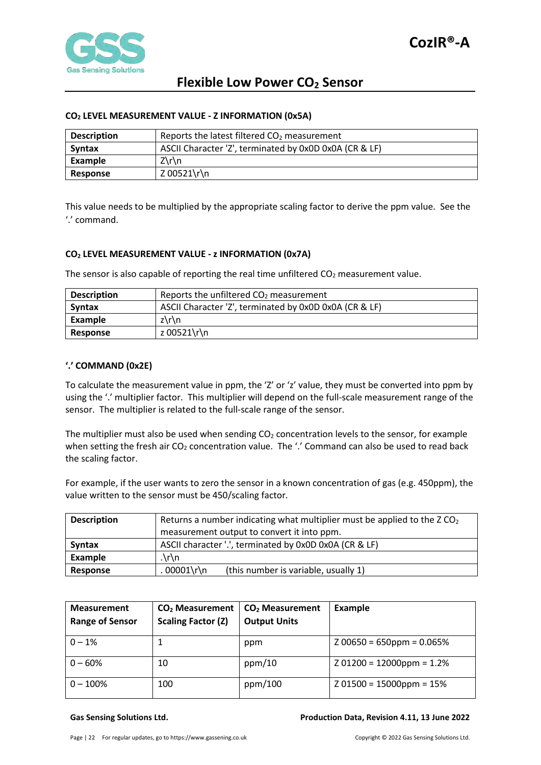### $CO_2$ LEVEL MEASUREMENT VALUE - Z INFORMATION (0x5A)

| Description | Reports the latest filtered $CO_2$ measurement |
|---|---|
| **Syntax** | ASCII Character 'Z', terminated by 0x0D 0x0A (CR & LF) |
| **Example** | Z\r\n |
| **Response** | Z 00521\r\n |

This value needs to be multiplied by the appropriate scaling factor to derive the ppm value. See the '.' command.

### $CO_2$ LEVEL MEASUREMENT VALUE - z INFORMATION (0x7A)

The sensor is also capable of reporting the real time unfiltered $CO_2$ measurement value.

| Description | Reports the unfiltered $CO_2$ measurement |
|---|---|
| **Syntax** | ASCII Character 'Z', terminated by 0x0D 0x0A (CR & LF) |
| **Example** | z\r\n |
| **Response** | z 00521\r\n |

### '.' COMMAND (0x2E)

To calculate the measurement value in ppm, the 'Z' or 'z' value, they must be converted into ppm by using the '.' multiplier factor. This multiplier will depend on the full-scale measurement range of the sensor. The multiplier is related to the full-scale range of the sensor.

The multiplier must also be used when sending $CO_2$ concentration levels to the sensor, for example when setting the fresh air $CO_2$ concentration value. The '.' Command can also be used to read back the scaling factor.

For example, if the user wants to zero the sensor in a known concentration of gas (e.g. 450ppm), the value written to the sensor must be 450/scaling factor.

| Description | Returns a number indicating what multiplier must be applied to the Z $CO_2$ measurement output to convert it into ppm. |
|---|---|
| **Syntax** | ASCII character '.', terminated by 0x0D 0x0A (CR & LF) |
| **Example** | .\r\n |
| **Response** | . 00001\r\n (this number is variable, usually 1) |

| Measurement Range of Sensor | $CO_2$ Measurement Scaling Factor (Z) | $CO_2$ Measurement Output Units | Example |
|---|---|---|---|
| 0 – 1% | 1 | ppm | Z 00650 = 650ppm = 0.065% |
| 0 – 60% | 10 | ppm/10 | Z 01200 = 12000ppm = 1.2% |
| 0 – 100% | 100 | ppm/100 | Z 01500 = 15000ppm = 15% |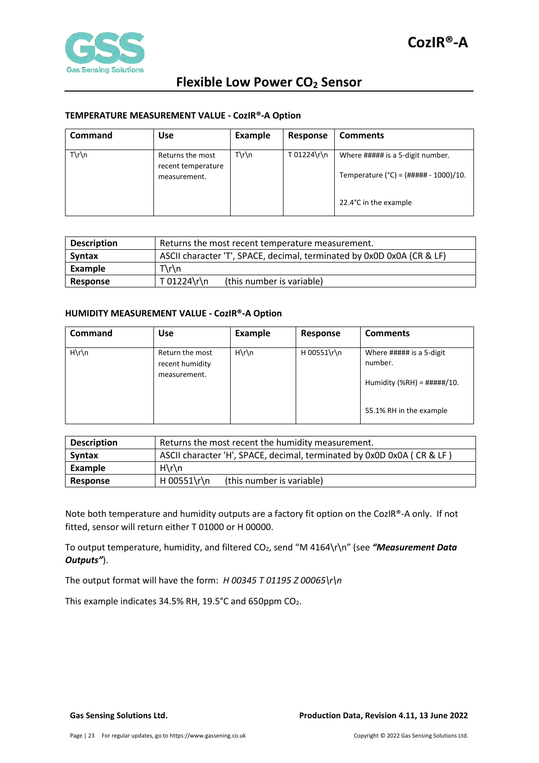### TEMPERATURE MEASUREMENT VALUE - CozIR®-A Option

| Command | Use | Example | Response | Comments |
|---|---|---|---|---|
| T\r\n | Returns the most recent temperature measurement. | T\r\n | T 01224\r\n | Where ##### is a 5-digit number.<br><br>Temperature (°C) = (##### - 1000)/10.<br><br>22.4°C in the example |

| | |
|---|---|
| **Description** | Returns the most recent temperature measurement. |
| **Syntax** | ASCII character 'T', SPACE, decimal, terminated by 0x0D 0x0A (CR & LF) |
| **Example** | T\r\n |
| **Response** | T 01224\r\n (this number is variable) |

### HUMIDITY MEASUREMENT VALUE - CozIR®-A Option

| Command | Use | Example | Response | Comments |
|---|---|---|---|---|
| H\r\n | Return the most recent humidity measurement. | H\r\n | H 00551\r\n | Where ##### is a 5-digit number.<br><br>Humidity (%RH) = #####/10.<br><br>55.1% RH in the example |

| | |
|---|---|
| **Description** | Returns the most recent the humidity measurement. |
| **Syntax** | ASCII character 'H', SPACE, decimal, terminated by 0x0D 0x0A ( CR & LF ) |
| **Example** | H\r\n |
| **Response** | H 00551\r\n (this number is variable) |

Note both temperature and humidity outputs are a factory fit option on the CozIR®-A only. If not fitted, sensor will return either T 01000 or H 00000.

To output temperature, humidity, and filtered $CO_2$, send "M 4164\r\n" (see ***"Measurement Data Outputs"***).

The output format will have the form: *H 00345 T 01195 Z 00065\r\n*

This example indicates 34.5% RH, 19.5°C and 650ppm $CO_2$.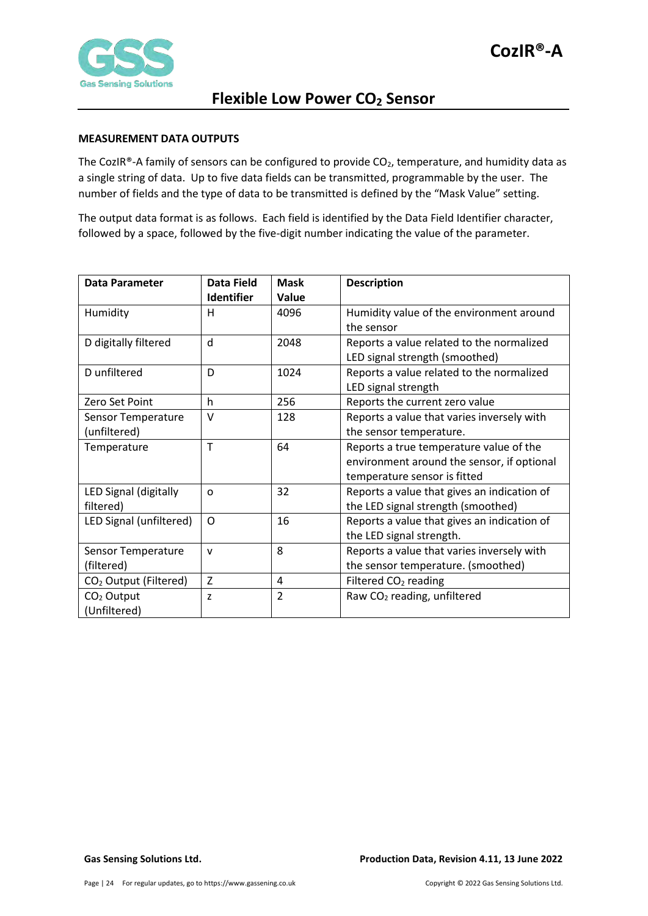## MEASUREMENT DATA OUTPUTS

The CozIR®-A family of sensors can be configured to provide $CO_2$, temperature, and humidity data as a single string of data. Up to five data fields can be transmitted, programmable by the user. The number of fields and the type of data to be transmitted is defined by the "Mask Value" setting.

The output data format is as follows. Each field is identified by the Data Field Identifier character, followed by a space, followed by the five-digit number indicating the value of the parameter.

| Data Parameter | Data Field Identifier | Mask Value | Description |
|---|---|---|---|
| Humidity | H | 4096 | Humidity value of the environment around the sensor |
| D digitally filtered | d | 2048 | Reports a value related to the normalized LED signal strength (smoothed) |
| D unfiltered | D | 1024 | Reports a value related to the normalized LED signal strength |
| Zero Set Point | h | 256 | Reports the current zero value |
| Sensor Temperature (unfiltered) | V | 128 | Reports a value that varies inversely with the sensor temperature. |
| Temperature | T | 64 | Reports a true temperature value of the environment around the sensor, if optional temperature sensor is fitted |
| LED Signal (digitally filtered) | o | 32 | Reports a value that gives an indication of the LED signal strength (smoothed) |
| LED Signal (unfiltered) | O | 16 | Reports a value that gives an indication of the LED signal strength. |
| Sensor Temperature (filtered) | v | 8 | Reports a value that varies inversely with the sensor temperature. (smoothed) |
| $CO_2$ Output (Filtered) | Z | 4 | Filtered $CO_2$ reading |
| $CO_2$ Output (Unfiltered) | z | 2 | Raw $CO_2$ reading, unfiltered |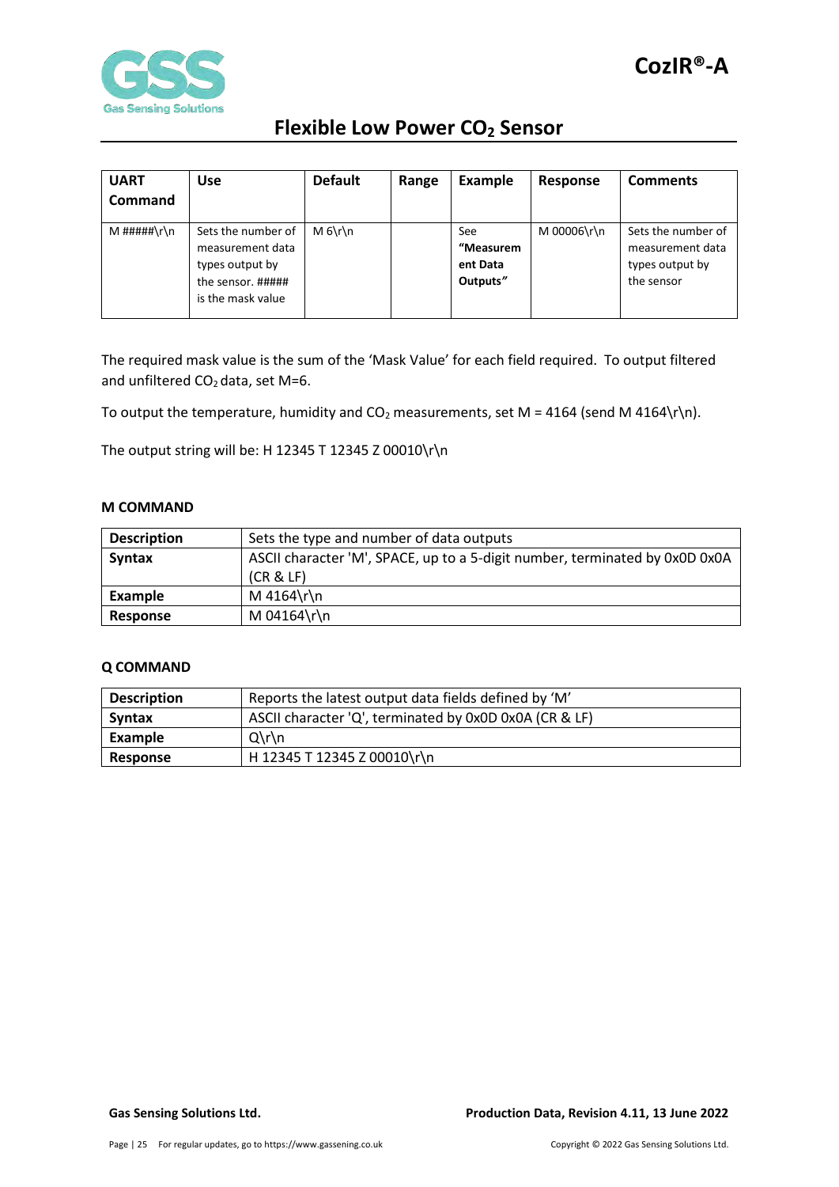| UART Command | Use | Default | Range | Example | Response | Comments |
|---|---|---|---|---|---|---|
| M #####\r\n | Sets the number of measurement data types output by the sensor. ##### is the mask value | M 6\r\n | | See **"Measurement Data Outputs"** | M 00006\r\n | Sets the number of measurement data types output by the sensor |

The required mask value is the sum of the 'Mask Value' for each field required. To output filtered and unfiltered $CO_2$ data, set M=6.

To output the temperature, humidity and $CO_2$ measurements, set M = 4164 (send M 4164\r\n).

The output string will be: H 12345 T 12345 Z 00010\r\n

#### M COMMAND

| | |
|---|---|
| **Description** | Sets the type and number of data outputs |
| **Syntax** | ASCII character 'M', SPACE, up to a 5-digit number, terminated by 0x0D 0x0A (CR & LF) |
| **Example** | M 4164\r\n |
| **Response** | M 04164\r\n |

#### Q COMMAND

| | |
|---|---|
| **Description** | Reports the latest output data fields defined by 'M' |
| **Syntax** | ASCII character 'Q', terminated by 0x0D 0x0A (CR & LF) |
| **Example** | Q\r\n |
| **Response** | H 12345 T 12345 Z 00010\r\n |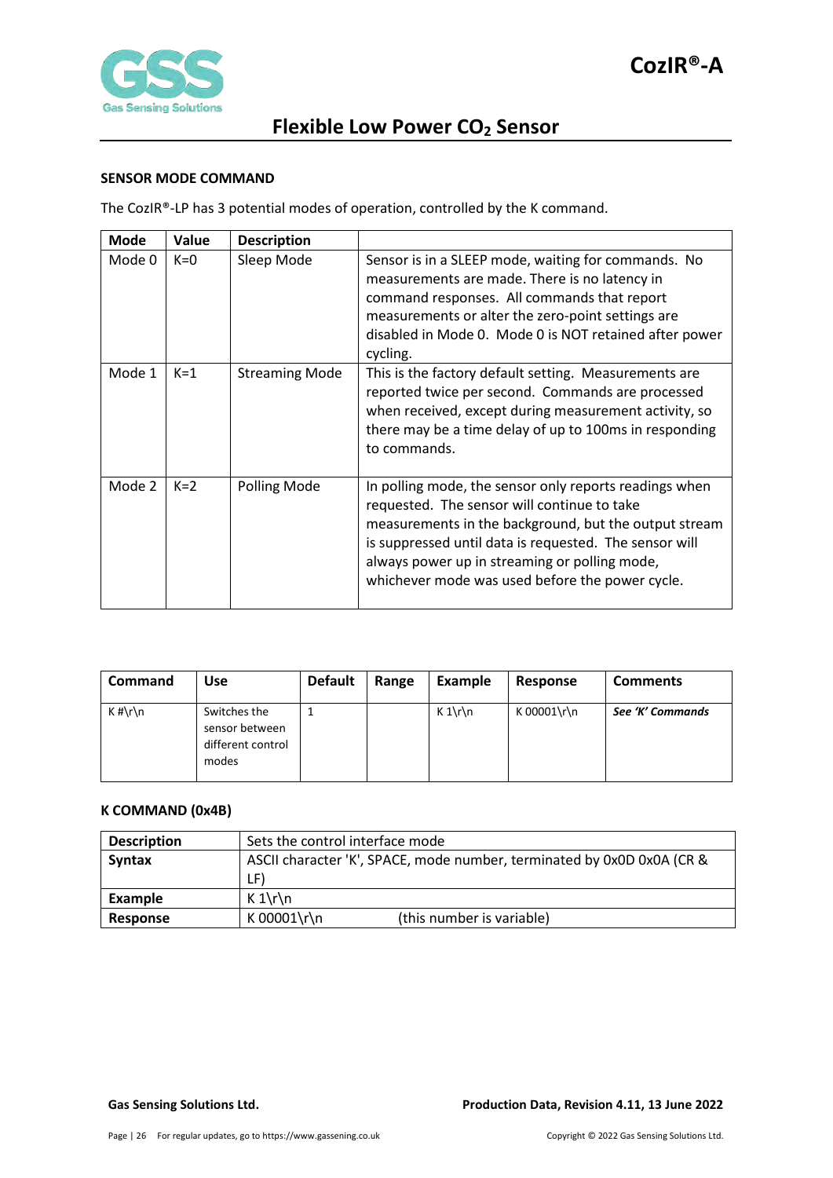### SENSOR MODE COMMAND

The CozIR®-LP has 3 potential modes of operation, controlled by the K command.

| Mode | Value | Description | |
|---|---|---|---|
| Mode 0 | K=0 | Sleep Mode | Sensor is in a SLEEP mode, waiting for commands. No measurements are made. There is no latency in command responses. All commands that report measurements or alter the zero-point settings are disabled in Mode 0. Mode 0 is NOT retained after power cycling. |
| Mode 1 | K=1 | Streaming Mode | This is the factory default setting. Measurements are reported twice per second. Commands are processed when received, except during measurement activity, so there may be a time delay of up to 100ms in responding to commands. |
| Mode 2 | K=2 | Polling Mode | In polling mode, the sensor only reports readings when requested. The sensor will continue to take measurements in the background, but the output stream is suppressed until data is requested. The sensor will always power up in streaming or polling mode, whichever mode was used before the power cycle. |

| Command | Use | Default | Range | Example | Response | Comments |
|---|---|---|---|---|---|---|
| K #\r\n | Switches the sensor between different control modes | 1 | | K 1\r\n | K 00001\r\n | ***See 'K' Commands*** |

### K COMMAND (0x4B)

| | |
|---|---|
| **Description** | Sets the control interface mode |
| **Syntax** | ASCII character 'K', SPACE, mode number, terminated by 0x0D 0x0A (CR & LF) |
| **Example** | K 1\r\n |
| **Response** | K 00001\r\n (this number is variable) |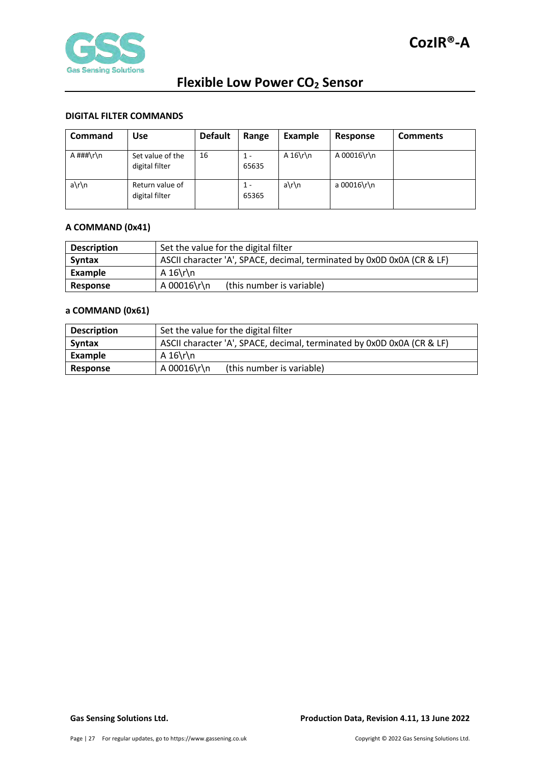### DIGITAL FILTER COMMANDS

| Command | Use | Default | Range | Example | Response | Comments |
|---|---|---|---|---|---|---|
| A ###\r\n | Set value of the digital filter | 16 | 1 - 65635 | A 16\r\n | A 00016\r\n | |
| a\r\n | Return value of digital filter | | 1 - 65365 | a\r\n | a 00016\r\n | |

### A COMMAND (0x41)

| | |
|---|---|
| **Description** | Set the value for the digital filter |
| **Syntax** | ASCII character 'A', SPACE, decimal, terminated by 0x0D 0x0A (CR & LF) |
| **Example** | A 16\r\n |
| **Response** | A 00016\r\n (this number is variable) |

### a COMMAND (0x61)

| | |
|---|---|
| **Description** | Set the value for the digital filter |
| **Syntax** | ASCII character 'A', SPACE, decimal, terminated by 0x0D 0x0A (CR & LF) |
| **Example** | A 16\r\n |
| **Response** | A 00016\r\n (this number is variable) |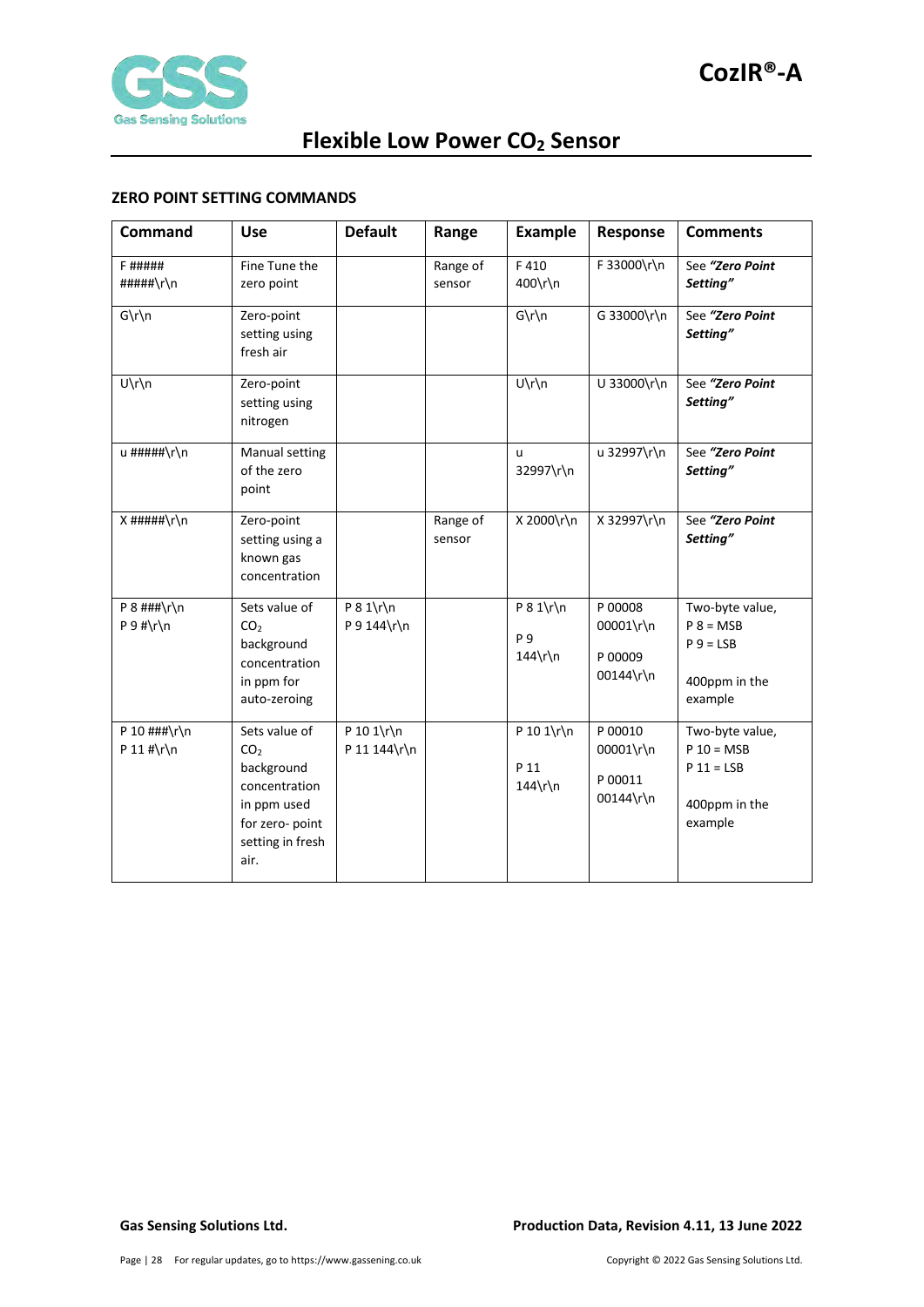#### ZERO POINT SETTING COMMANDS

| Command | Use | Default | Range | Example | Response | Comments |
|---|---|---|---|---|---|---|
| F ##### #####\r\n | Fine Tune the zero point | | Range of sensor | F 410 400\r\n | F 33000\r\n | See ***"Zero Point Setting"*** |
| G\r\n | Zero-point setting using fresh air | | | G\r\n | G 33000\r\n | See ***"Zero Point Setting"*** |
| U\r\n | Zero-point setting using nitrogen | | | U\r\n | U 33000\r\n | See ***"Zero Point Setting"*** |
| u #####\r\n | Manual setting of the zero point | | | u 32997\r\n | u 32997\r\n | See ***"Zero Point Setting"*** |
| X #####\r\n | Zero-point setting using a known gas concentration | | Range of sensor | X 2000\r\n | X 32997\r\n | See ***"Zero Point Setting"*** |
| P 8 ###\r\n P 9 #\r\n | Sets value of $CO_2$ background concentration in ppm for auto-zeroing | P 8 1\r\n P 9 144\r\n | | P 8 1\r\n P 9 144\r\n | P 00008 00001\r\n P 00009 00144\r\n | Two-byte value, P 8 = MSB P 9 = LSB 400ppm in the example |
| P 10 ###\r\n P 11 #\r\n | Sets value of $CO_2$ background concentration in ppm used for zero- point setting in fresh air. | P 10 1\r\n P 11 144\r\n | | P 10 1\r\n P 11 144\r\n | P 00010 00001\r\n P 00011 00144\r\n | Two-byte value, P 10 = MSB P 11 = LSB 400ppm in the example |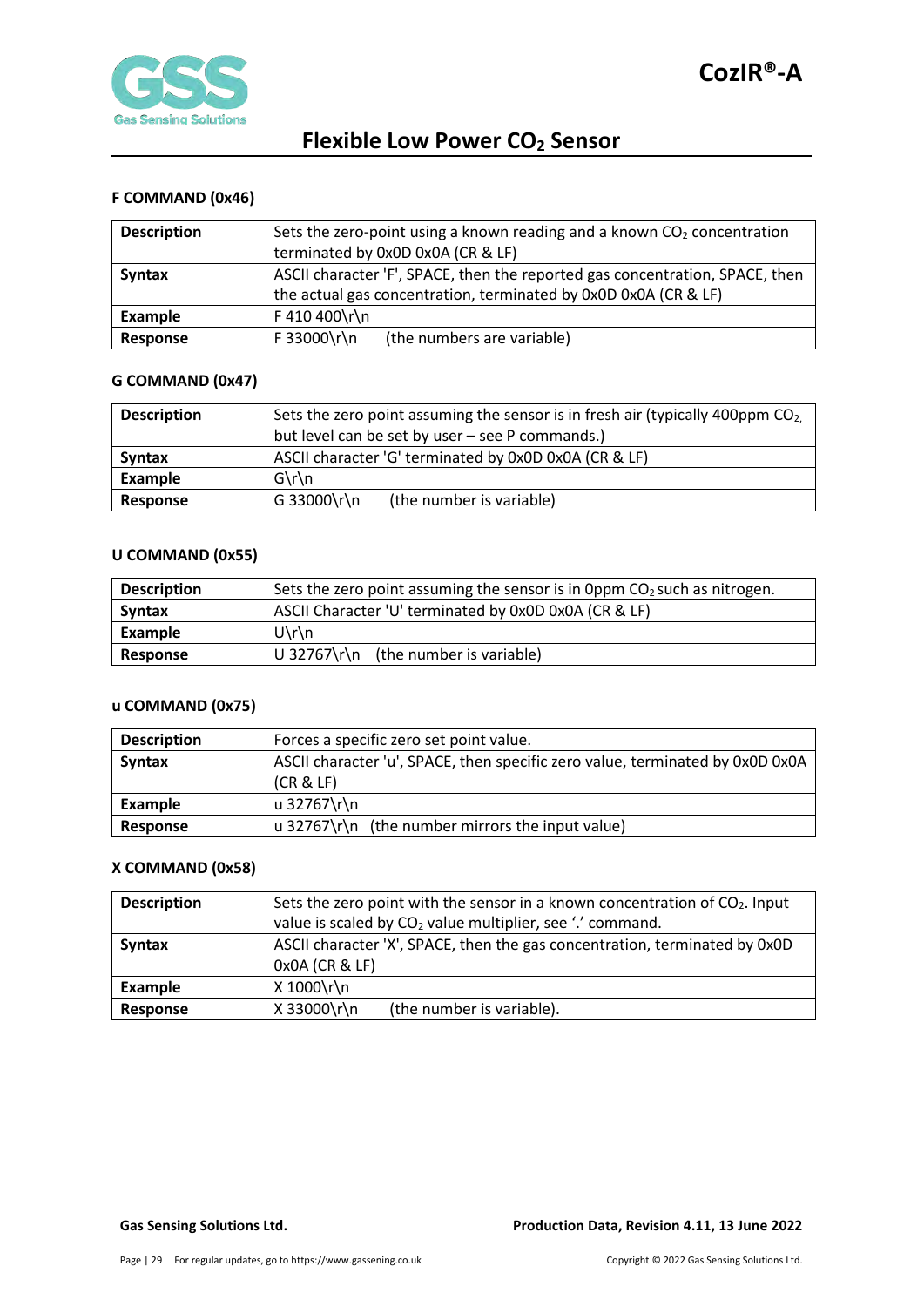#### F COMMAND (0x46)

| Description | Sets the zero-point using a known reading and a known $CO_2$ concentration terminated by 0x0D 0x0A (CR & LF) |
|---|---|
| **Syntax** | ASCII character 'F', SPACE, then the reported gas concentration, SPACE, then the actual gas concentration, terminated by 0x0D 0x0A (CR & LF) |
| **Example** | F 410 400\r\n |
| **Response** | F 33000\r\n (the numbers are variable) |

#### G COMMAND (0x47)

| Description | Sets the zero point assuming the sensor is in fresh air (typically 400ppm $CO_2$, but level can be set by user – see P commands.) |
|---|---|
| **Syntax** | ASCII character 'G' terminated by 0x0D 0x0A (CR & LF) |
| **Example** | G\r\n |
| **Response** | G 33000\r\n (the number is variable) |

#### U COMMAND (0x55)

| Description | Sets the zero point assuming the sensor is in 0ppm $CO_2$ such as nitrogen. |
|---|---|
| **Syntax** | ASCII Character 'U' terminated by 0x0D 0x0A (CR & LF) |
| **Example** | U\r\n |
| **Response** | U 32767\r\n (the number is variable) |

#### u COMMAND (0x75)

| Description | Forces a specific zero set point value. |
|---|---|
| **Syntax** | ASCII character 'u', SPACE, then specific zero value, terminated by 0x0D 0x0A (CR & LF) |
| **Example** | u 32767\r\n |
| **Response** | u 32767\r\n (the number mirrors the input value) |

#### X COMMAND (0x58)

| Description | Sets the zero point with the sensor in a known concentration of $CO_2$. Input value is scaled by $CO_2$ value multiplier, see '.' command. |
|---|---|
| **Syntax** | ASCII character 'X', SPACE, then the gas concentration, terminated by 0x0D 0x0A (CR & LF) |
| **Example** | X 1000\r\n |
| **Response** | X 33000\r\n (the number is variable). |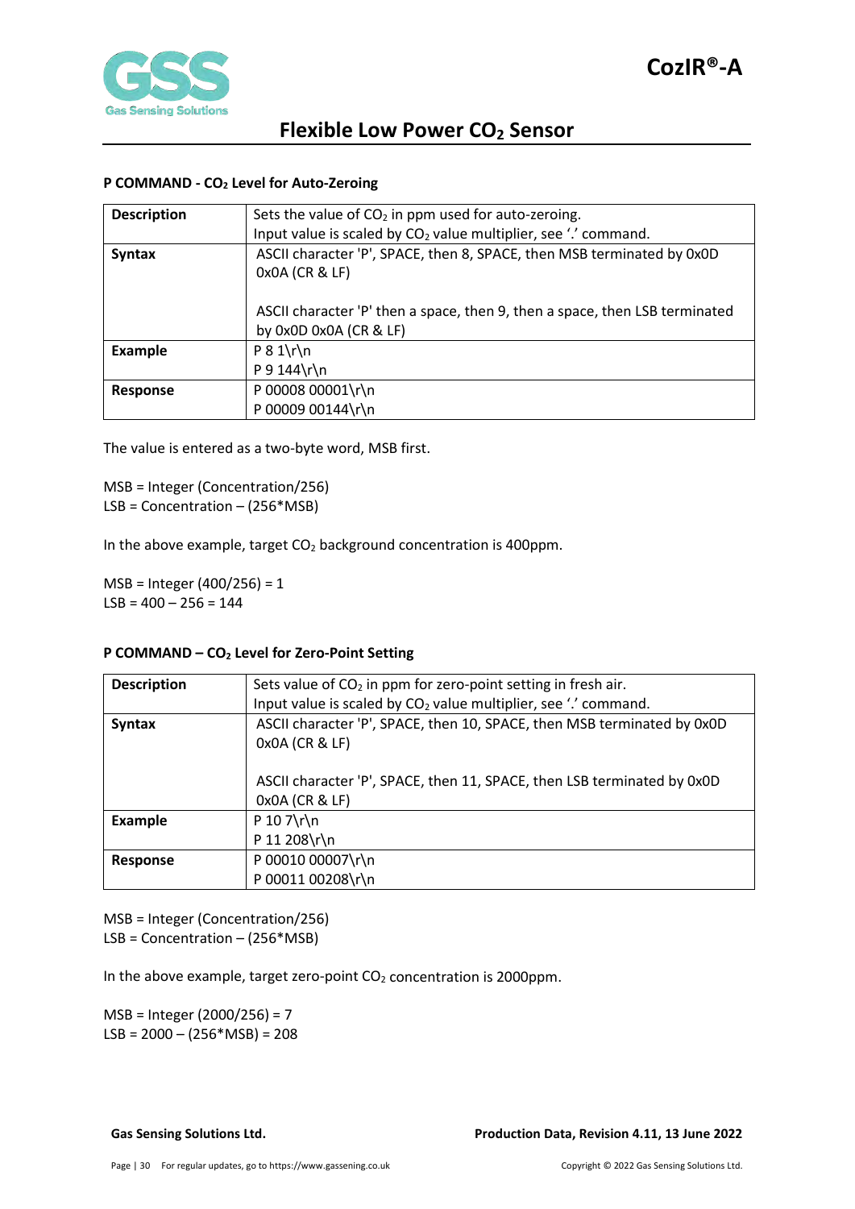### P COMMAND - $CO_2$ Level for Auto-Zeroing

| | |
|---|---|
| **Description** | Sets the value of $CO_2$ in ppm used for auto-zeroing.<br>Input value is scaled by $CO_2$ value multiplier, see '.' command. |
| **Syntax** | ASCII character 'P', SPACE, then 8, SPACE, then MSB terminated by 0x0D 0x0A (CR & LF)<br><br>ASCII character 'P' then a space, then 9, then a space, then LSB terminated by 0x0D 0x0A (CR & LF) |
| **Example** | P 8 1\r\n<br>P 9 144\r\n |
| **Response** | P 00008 00001\r\n<br>P 00009 00144\r\n |

The value is entered as a two-byte word, MSB first.

MSB = Integer (Concentration/256)
LSB = Concentration – (256*MSB)

In the above example, target $CO_2$ background concentration is 400ppm.

MSB = Integer (400/256) = 1
LSB = 400 – 256 = 144

### P COMMAND – $CO_2$ Level for Zero-Point Setting

| | |
|---|---|
| **Description** | Sets value of $CO_2$ in ppm for zero-point setting in fresh air.<br>Input value is scaled by $CO_2$ value multiplier, see '.' command. |
| **Syntax** | ASCII character 'P', SPACE, then 10, SPACE, then MSB terminated by 0x0D 0x0A (CR & LF)<br><br>ASCII character 'P', SPACE, then 11, SPACE, then LSB terminated by 0x0D 0x0A (CR & LF) |
| **Example** | P 10 7\r\n<br>P 11 208\r\n |
| **Response** | P 00010 00007\r\n<br>P 00011 00208\r\n |

MSB = Integer (Concentration/256)
LSB = Concentration – (256*MSB)

In the above example, target zero-point $CO_2$ concentration is 2000ppm.

MSB = Integer (2000/256) = 7
LSB = 2000 – (256*MSB) = 208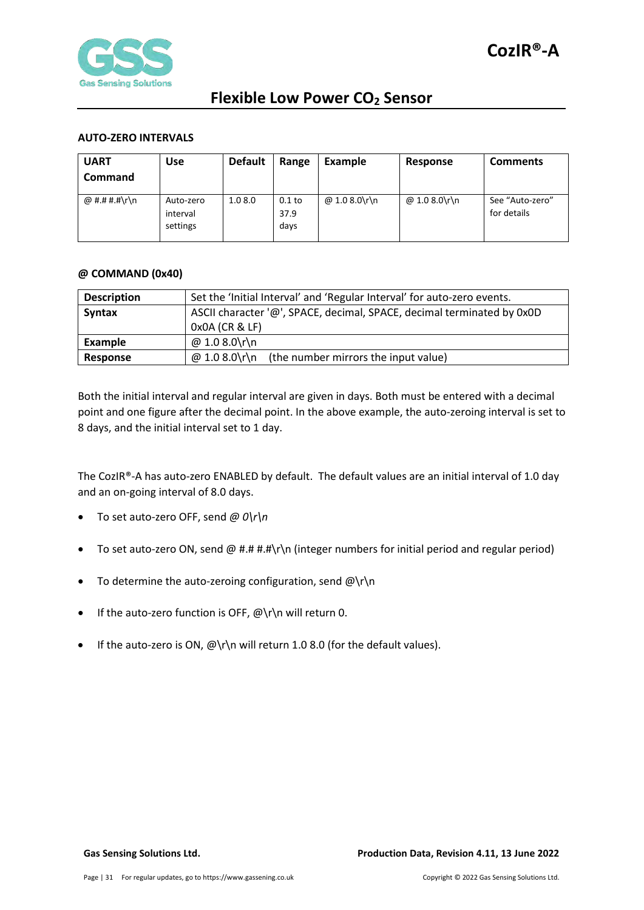## AUTO-ZERO INTERVALS

| UART Command | Use | Default | Range | Example | Response | Comments |
|---|---|---|---|---|---|---|
| @ #.# #.#\r\n | Auto-zero interval settings | 1.0 8.0 | 0.1 to 37.9 days | @ 1.0 8.0\r\n | @ 1.0 8.0\r\n | See "Auto-zero" for details |

## @ COMMAND (0x40)

| | |
|---|---|
| **Description** | Set the 'Initial Interval' and 'Regular Interval' for auto-zero events. |
| **Syntax** | ASCII character '@', SPACE, decimal, SPACE, decimal terminated by 0x0D 0x0A (CR & LF) |
| **Example** | @ 1.0 8.0\r\n |
| **Response** | @ 1.0 8.0\r\n (the number mirrors the input value) |

Both the initial interval and regular interval are given in days. Both must be entered with a decimal point and one figure after the decimal point. In the above example, the auto-zeroing interval is set to 8 days, and the initial interval set to 1 day.

The CozIR®-A has auto-zero ENABLED by default. The default values are an initial interval of 1.0 day and an on-going interval of 8.0 days.

- To set auto-zero OFF, send *@ 0\r\n*
- To set auto-zero ON, send @ #.# #.#\r\n (integer numbers for initial period and regular period)
- To determine the auto-zeroing configuration, send @\r\n
- If the auto-zero function is OFF, @\r\n will return 0.
- If the auto-zero is ON, @\r\n will return 1.0 8.0 (for the default values).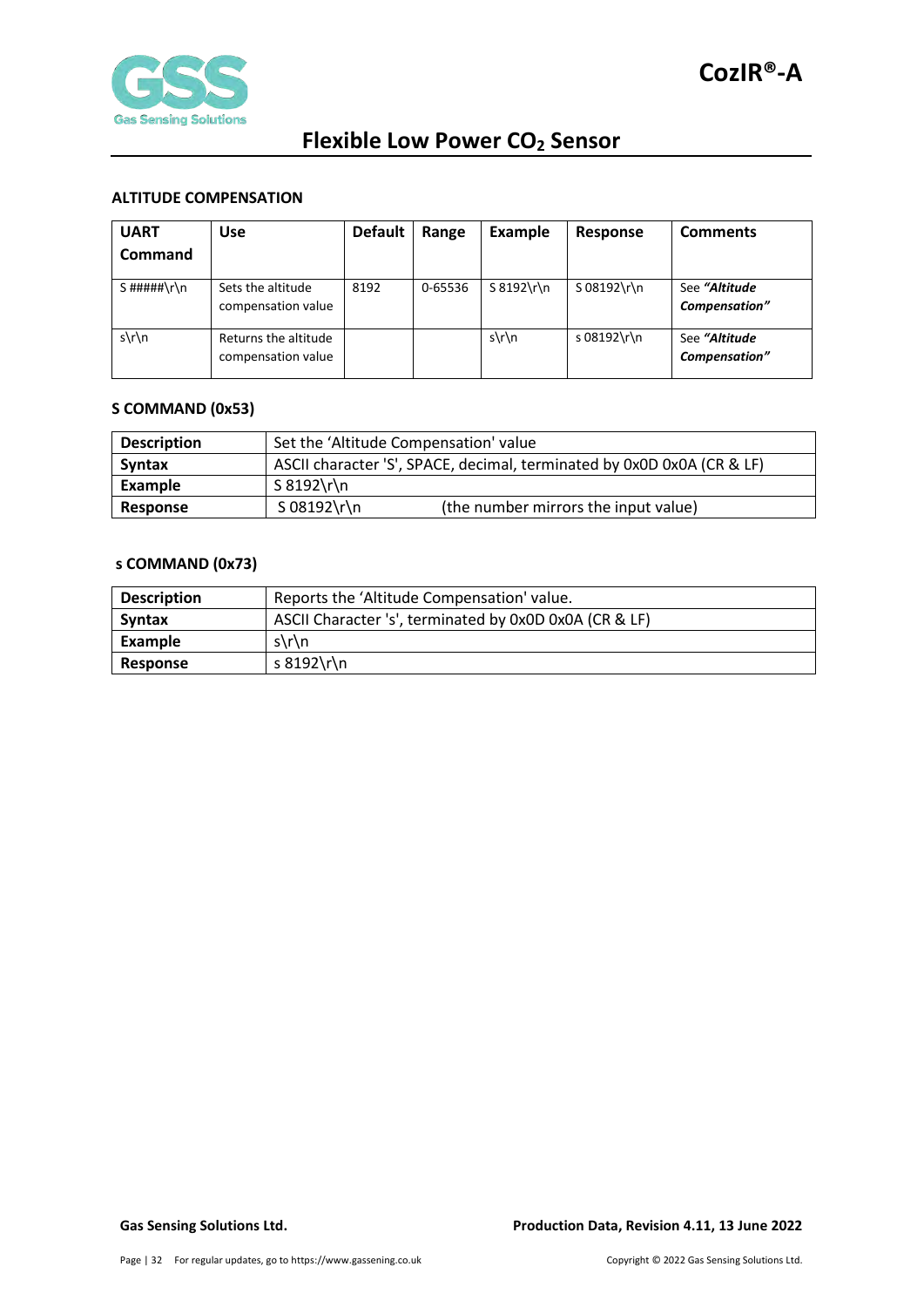### ALTITUDE COMPENSATION

| UART Command | Use | Default | Range | Example | Response | Comments |
|---|---|---|---|---|---|---|
| S #####\r\n | Sets the altitude compensation value | 8192 | 0-65536 | S 8192\r\n | S 08192\r\n | See ***"Altitude Compensation"*** |
| s\r\n | Returns the altitude compensation value | | | s\r\n | s 08192\r\n | See ***"Altitude Compensation"*** |

### S COMMAND (0x53)

| | |
|---|---|
| **Description** | Set the 'Altitude Compensation' value |
| **Syntax** | ASCII character 'S', SPACE, decimal, terminated by 0x0D 0x0A (CR & LF) |
| **Example** | S 8192\r\n |
| **Response** | S 08192\r\n (the number mirrors the input value) |

### s COMMAND (0x73)

| | |
|---|---|
| **Description** | Reports the 'Altitude Compensation' value. |
| **Syntax** | ASCII Character 's', terminated by 0x0D 0x0A (CR & LF) |
| **Example** | s\r\n |
| **Response** | s 8192\r\n |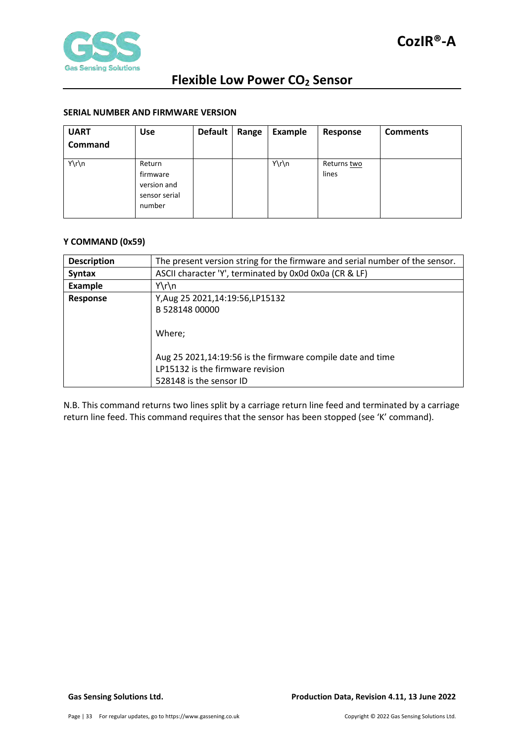#### SERIAL NUMBER AND FIRMWARE VERSION

| UART Command | Use | Default | Range | Example | Response | Comments |
|---|---|---|---|---|---|---|
| Y\r\n | Return firmware version and sensor serial number | | | Y\r\n | Returns two lines | |

#### Y COMMAND (0x59)

| | |
|---|---|
| **Description** | The present version string for the firmware and serial number of the sensor. |
| **Syntax** | ASCII character 'Y', terminated by 0x0d 0x0a (CR & LF) |
| **Example** | Y\r\n |
| **Response** | Y,Aug 25 2021,14:19:56,LP15132<br>B 528148 00000<br><br>Where;<br><br>Aug 25 2021,14:19:56 is the firmware compile date and time<br>LP15132 is the firmware revision<br>528148 is the sensor ID |

N.B. This command returns two lines split by a carriage return line feed and terminated by a carriage return line feed. This command requires that the sensor has been stopped (see 'K' command).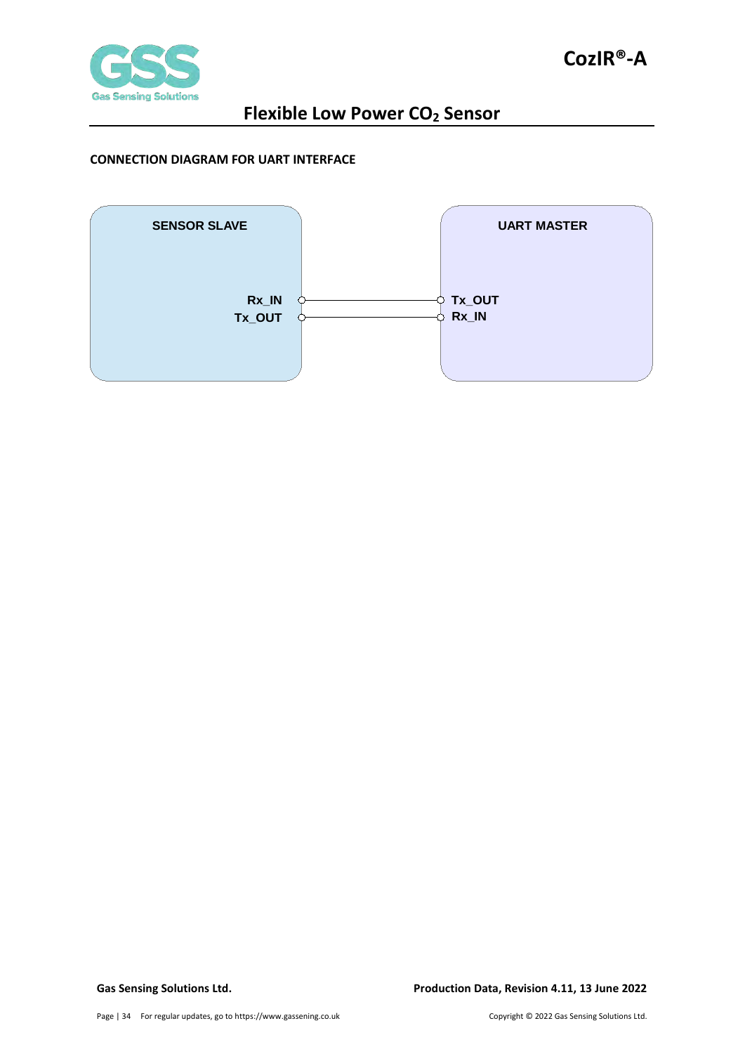### CONNECTION DIAGRAM FOR UART INTERFACE

SENSOR SLAVE

Rx_IN

Tx_OUT

UART MASTER

Tx_OUT

Rx_IN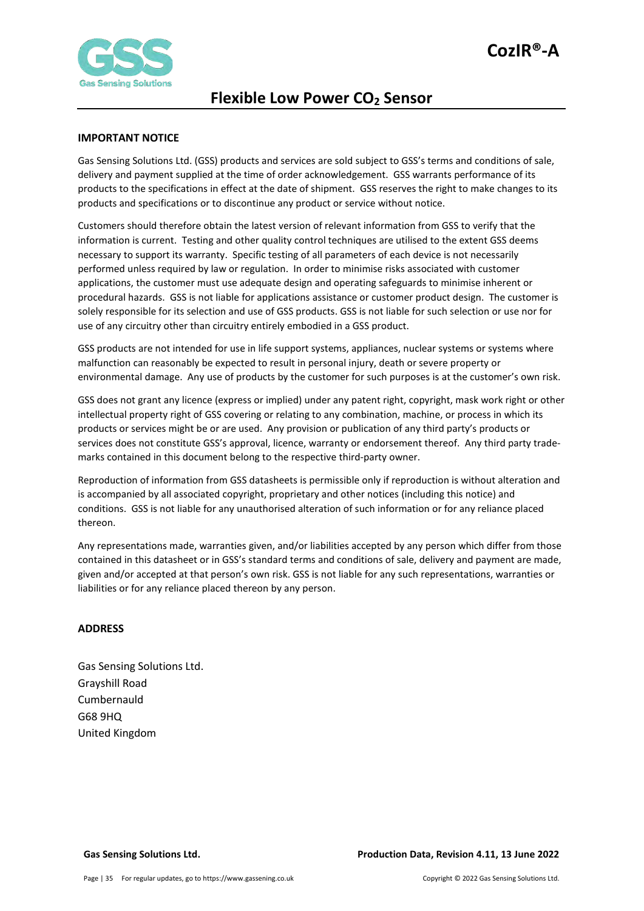## IMPORTANT NOTICE

Gas Sensing Solutions Ltd. (GSS) products and services are sold subject to GSS's terms and conditions of sale, delivery and payment supplied at the time of order acknowledgement. GSS warrants performance of its products to the specifications in effect at the date of shipment. GSS reserves the right to make changes to its products and specifications or to discontinue any product or service without notice.

Customers should therefore obtain the latest version of relevant information from GSS to verify that the information is current. Testing and other quality control techniques are utilised to the extent GSS deems necessary to support its warranty. Specific testing of all parameters of each device is not necessarily performed unless required by law or regulation. In order to minimise risks associated with customer applications, the customer must use adequate design and operating safeguards to minimise inherent or procedural hazards. GSS is not liable for applications assistance or customer product design. The customer is solely responsible for its selection and use of GSS products. GSS is not liable for such selection or use nor for use of any circuitry other than circuitry entirely embodied in a GSS product.

GSS products are not intended for use in life support systems, appliances, nuclear systems or systems where malfunction can reasonably be expected to result in personal injury, death or severe property or environmental damage. Any use of products by the customer for such purposes is at the customer's own risk.

GSS does not grant any licence (express or implied) under any patent right, copyright, mask work right or other intellectual property right of GSS covering or relating to any combination, machine, or process in which its products or services might be or are used. Any provision or publication of any third party's products or services does not constitute GSS's approval, licence, warranty or endorsement thereof. Any third party trade-marks contained in this document belong to the respective third-party owner.

Reproduction of information from GSS datasheets is permissible only if reproduction is without alteration and is accompanied by all associated copyright, proprietary and other notices (including this notice) and conditions. GSS is not liable for any unauthorised alteration of such information or for any reliance placed thereon.

Any representations made, warranties given, and/or liabilities accepted by any person which differ from those contained in this datasheet or in GSS's standard terms and conditions of sale, delivery and payment are made, given and/or accepted at that person's own risk. GSS is not liable for any such representations, warranties or liabilities or for any reliance placed thereon by any person.

## ADDRESS

Gas Sensing Solutions Ltd.
Grayshill Road
Cumbernauld
G68 9HQ
United Kingdom